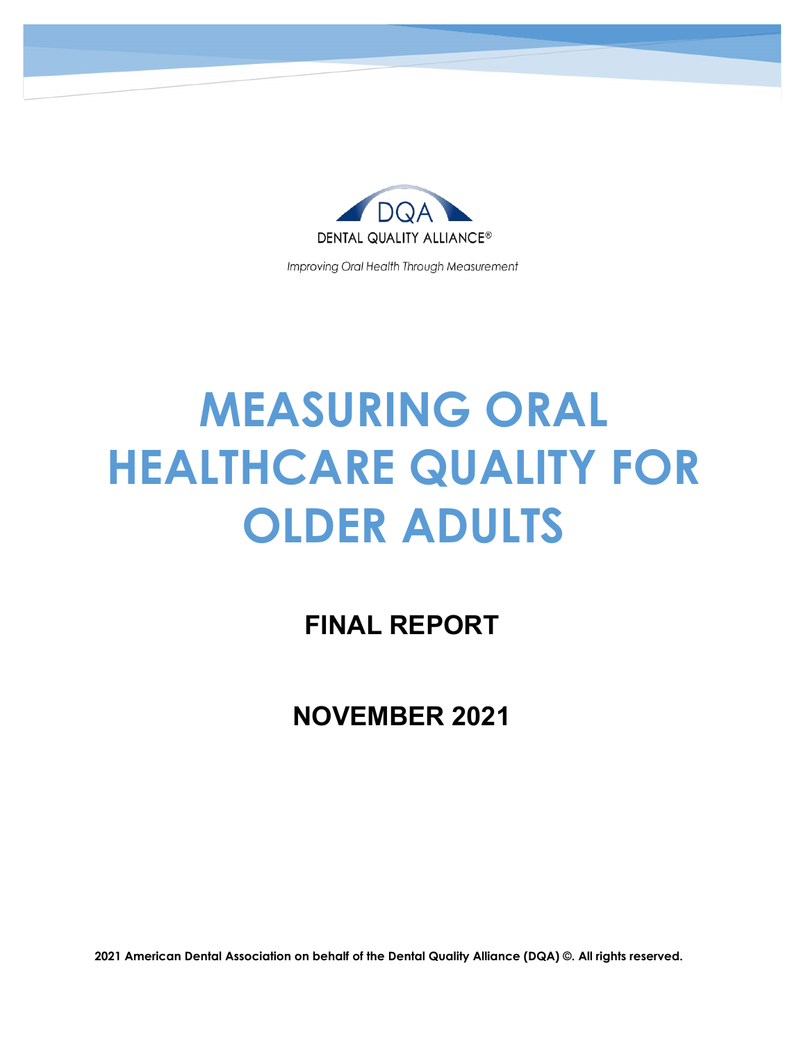DQA

DENTAL QUALITY ALLIANCE®

*Improving Oral Health Through Measurement*

# MEASURING ORAL HEALTHCARE QUALITY FOR OLDER ADULTS

## FINAL REPORT

## NOVEMBER 2021

**2021 American Dental Association on behalf of the Dental Quality Alliance (DQA) ©. All rights reserved.**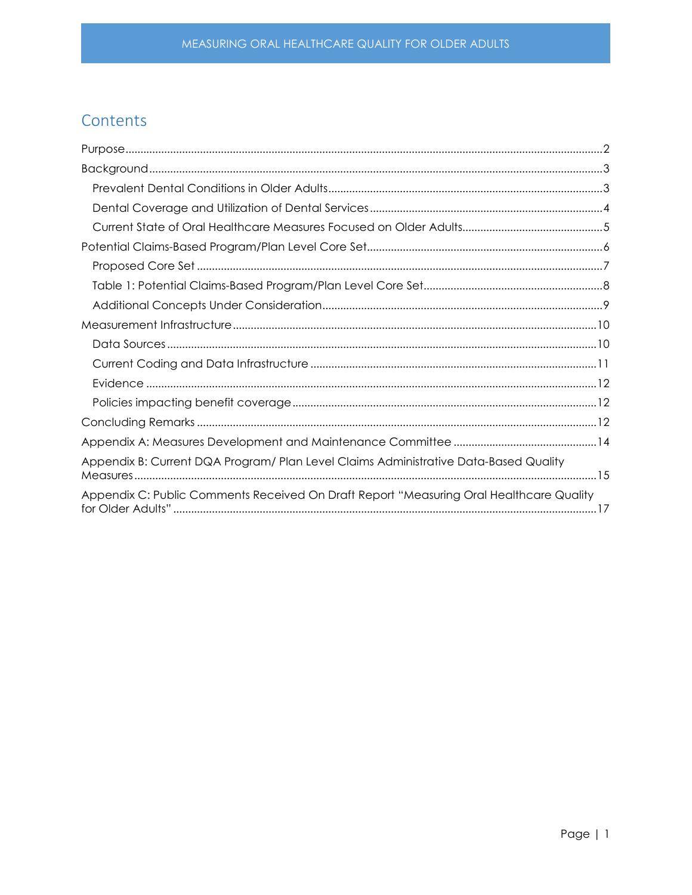# Contents

- Purpose .... 2
- Background .... 3
  - Prevalent Dental Conditions in Older Adults .... 3
  - Dental Coverage and Utilization of Dental Services .... 4
  - Current State of Oral Healthcare Measures Focused on Older Adults .... 5
- Potential Claims-Based Program/Plan Level Core Set .... 6
  - Proposed Core Set .... 7
  - Table 1: Potential Claims-Based Program/Plan Level Core Set .... 8
  - Additional Concepts Under Consideration .... 9
- Measurement Infrastructure .... 10
  - Data Sources .... 10
  - Current Coding and Data Infrastructure .... 11
  - Evidence .... 12
  - Policies impacting benefit coverage .... 12
- Concluding Remarks .... 12
- Appendix A: Measures Development and Maintenance Committee .... 14
- Appendix B: Current DQA Program/ Plan Level Claims Administrative Data-Based Quality Measures .... 15
- Appendix C: Public Comments Received On Draft Report "Measuring Oral Healthcare Quality for Older Adults" .... 17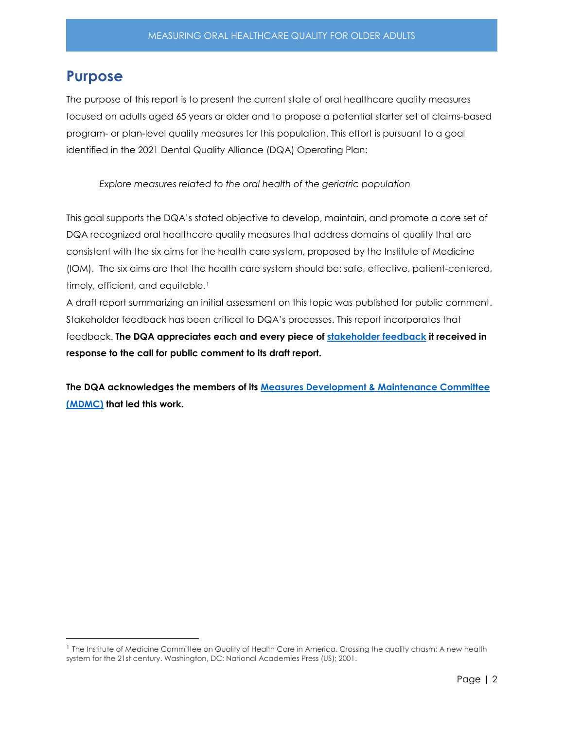# Purpose

The purpose of this report is to present the current state of oral healthcare quality measures focused on adults aged 65 years or older and to propose a potential starter set of claims-based program- or plan-level quality measures for this population. This effort is pursuant to a goal identified in the 2021 Dental Quality Alliance (DQA) Operating Plan:

*Explore measures related to the oral health of the geriatric population*

This goal supports the DQA's stated objective to develop, maintain, and promote a core set of DQA recognized oral healthcare quality measures that address domains of quality that are consistent with the six aims for the health care system, proposed by the Institute of Medicine (IOM). The six aims are that the health care system should be: safe, effective, patient-centered, timely, efficient, and equitable.[1]

A draft report summarizing an initial assessment on this topic was published for public comment. Stakeholder feedback has been critical to DQA's processes. This report incorporates that feedback. **The DQA appreciates each and every piece of stakeholder feedback it received in response to the call for public comment to its draft report.**

**The DQA acknowledges the members of its Measures Development & Maintenance Committee (MDMC) that led this work.**

[1] The Institute of Medicine Committee on Quality of Health Care in America. Crossing the quality chasm: A new health system for the 21st century. Washington, DC: National Academies Press (US); 2001.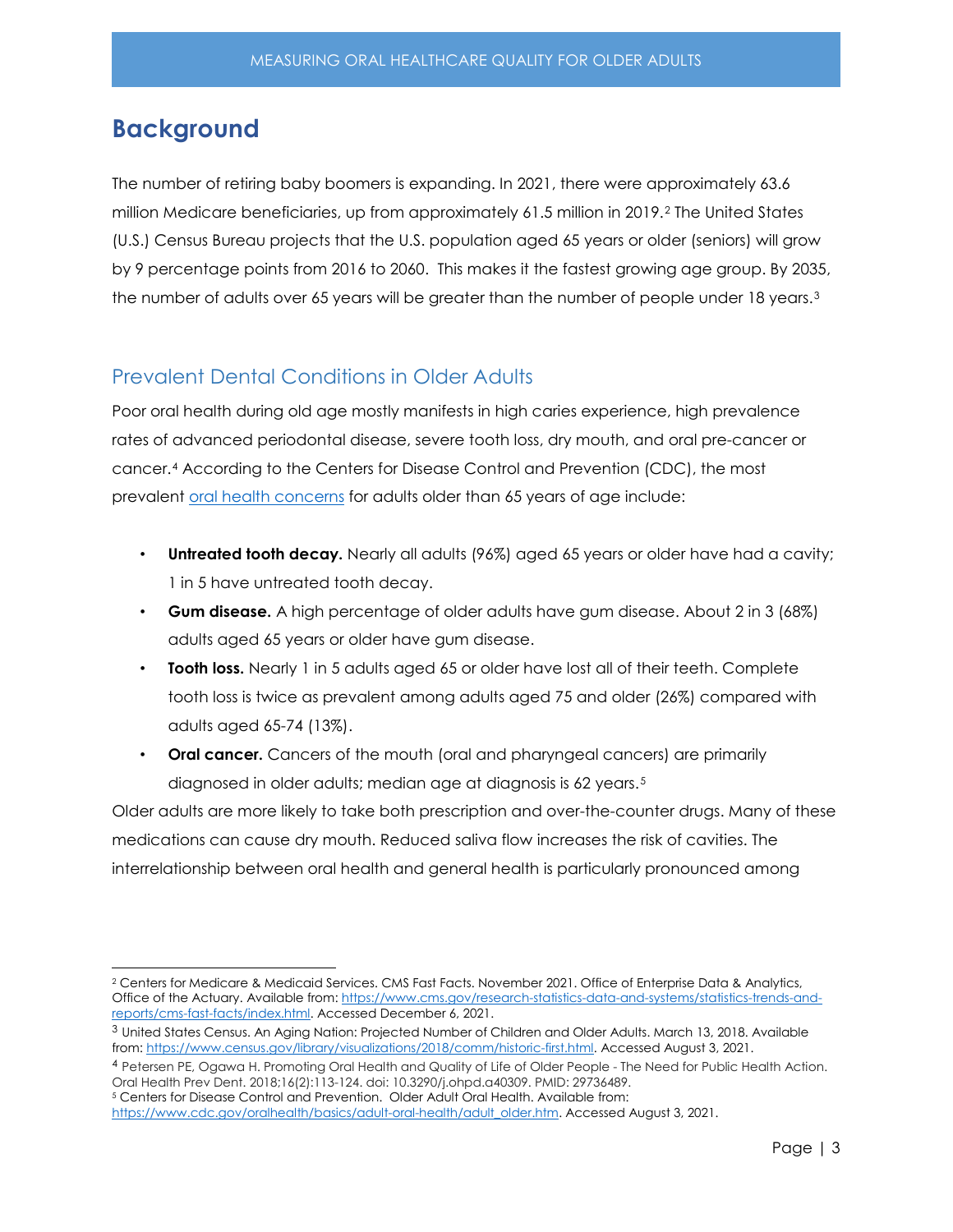# Background

The number of retiring baby boomers is expanding. In 2021, there were approximately 63.6 million Medicare beneficiaries, up from approximately 61.5 million in 2019.[2] The United States (U.S.) Census Bureau projects that the U.S. population aged 65 years or older (seniors) will grow by 9 percentage points from 2016 to 2060. This makes it the fastest growing age group. By 2035, the number of adults over 65 years will be greater than the number of people under 18 years.[3]

## Prevalent Dental Conditions in Older Adults

Poor oral health during old age mostly manifests in high caries experience, high prevalence rates of advanced periodontal disease, severe tooth loss, dry mouth, and oral pre-cancer or cancer.[4] According to the Centers for Disease Control and Prevention (CDC), the most prevalent oral health concerns for adults older than 65 years of age include:

- **Untreated tooth decay.** Nearly all adults (96%) aged 65 years or older have had a cavity; 1 in 5 have untreated tooth decay.
- **Gum disease.** A high percentage of older adults have gum disease. About 2 in 3 (68%) adults aged 65 years or older have gum disease.
- **Tooth loss.** Nearly 1 in 5 adults aged 65 or older have lost all of their teeth. Complete tooth loss is twice as prevalent among adults aged 75 and older (26%) compared with adults aged 65-74 (13%).
- **Oral cancer.** Cancers of the mouth (oral and pharyngeal cancers) are primarily diagnosed in older adults; median age at diagnosis is 62 years.[5]

Older adults are more likely to take both prescription and over-the-counter drugs. Many of these medications can cause dry mouth. Reduced saliva flow increases the risk of cavities. The interrelationship between oral health and general health is particularly pronounced among

---

[2] Centers for Medicare & Medicaid Services. CMS Fast Facts. November 2021. Office of Enterprise Data & Analytics, Office of the Actuary. Available from: https://www.cms.gov/research-statistics-data-and-systems/statistics-trends-and-reports/cms-fast-facts/index.html. Accessed December 6, 2021.

[3] United States Census. An Aging Nation: Projected Number of Children and Older Adults. March 13, 2018. Available from: https://www.census.gov/library/visualizations/2018/comm/historic-first.html. Accessed August 3, 2021.

[4] Petersen PE, Ogawa H. Promoting Oral Health and Quality of Life of Older People - The Need for Public Health Action. Oral Health Prev Dent. 2018;16(2):113-124. doi: 10.3290/j.ohpd.a40309. PMID: 29736489.

[5] Centers for Disease Control and Prevention. Older Adult Oral Health. Available from: https://www.cdc.gov/oralhealth/basics/adult-oral-health/adult_older.htm. Accessed August 3, 2021.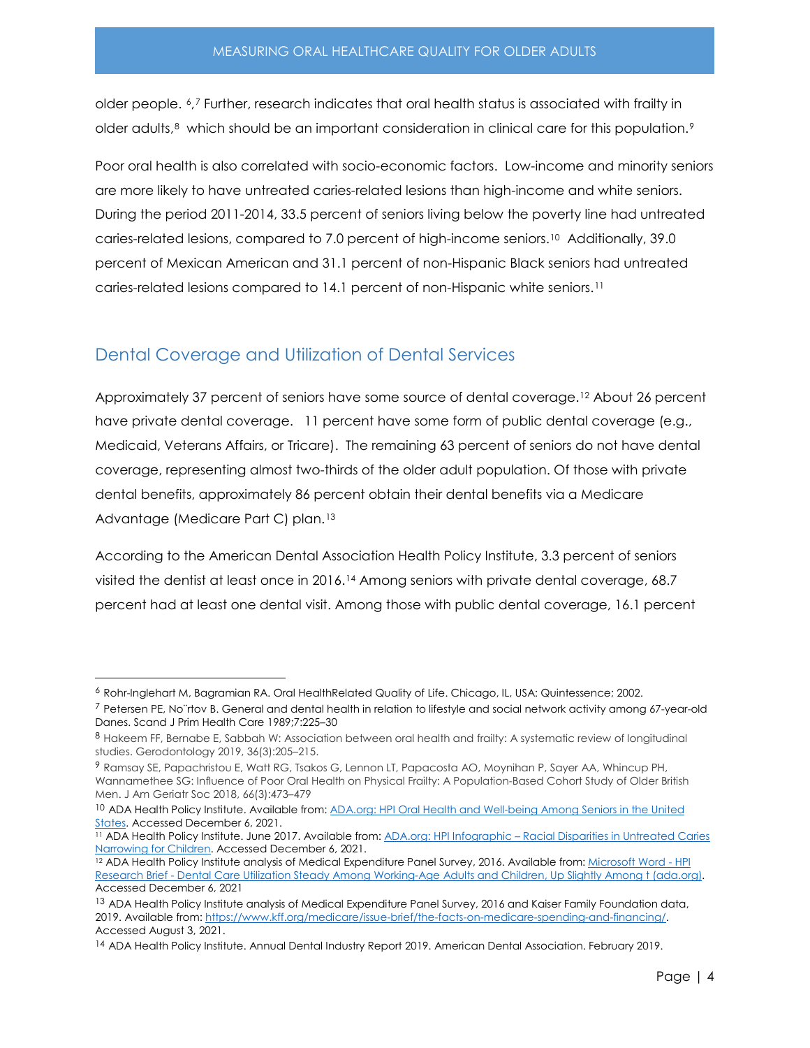older people. [6],[7] Further, research indicates that oral health status is associated with frailty in older adults,[8] which should be an important consideration in clinical care for this population.[9]

Poor oral health is also correlated with socio-economic factors. Low-income and minority seniors are more likely to have untreated caries-related lesions than high-income and white seniors. During the period 2011-2014, 33.5 percent of seniors living below the poverty line had untreated caries-related lesions, compared to 7.0 percent of high-income seniors.[10] Additionally, 39.0 percent of Mexican American and 31.1 percent of non-Hispanic Black seniors had untreated caries-related lesions compared to 14.1 percent of non-Hispanic white seniors.[11]

## Dental Coverage and Utilization of Dental Services

Approximately 37 percent of seniors have some source of dental coverage.[12] About 26 percent have private dental coverage. 11 percent have some form of public dental coverage (e.g., Medicaid, Veterans Affairs, or Tricare). The remaining 63 percent of seniors do not have dental coverage, representing almost two-thirds of the older adult population. Of those with private dental benefits, approximately 86 percent obtain their dental benefits via a Medicare Advantage (Medicare Part C) plan.[13]

According to the American Dental Association Health Policy Institute, 3.3 percent of seniors visited the dentist at least once in 2016.[14] Among seniors with private dental coverage, 68.7 percent had at least one dental visit. Among those with public dental coverage, 16.1 percent

---

[6] Rohr-Inglehart M, Bagramian RA. Oral HealthRelated Quality of Life. Chicago, IL, USA: Quintessence; 2002.

[7] Petersen PE, No¨rtov B. General and dental health in relation to lifestyle and social network activity among 67-year-old Danes. Scand J Prim Health Care 1989;7:225–30

[8] Hakeem FF, Bernabe E, Sabbah W: Association between oral health and frailty: A systematic review of longitudinal studies. Gerodontology 2019, 36(3):205–215.

[9] Ramsay SE, Papachristou E, Watt RG, Tsakos G, Lennon LT, Papacosta AO, Moynihan P, Sayer AA, Whincup PH, Wannamethee SG: Influence of Poor Oral Health on Physical Frailty: A Population-Based Cohort Study of Older British Men. J Am Geriatr Soc 2018, 66(3):473–479

[10] ADA Health Policy Institute. Available from: ADA.org: HPI Oral Health and Well-being Among Seniors in the United States. Accessed December 6, 2021.

[11] ADA Health Policy Institute. June 2017. Available from: ADA.org: HPI Infographic – Racial Disparities in Untreated Caries Narrowing for Children. Accessed December 6, 2021.

[12] ADA Health Policy Institute analysis of Medical Expenditure Panel Survey, 2016. Available from: Microsoft Word - HPI Research Brief - Dental Care Utilization Steady Among Working-Age Adults and Children, Up Slightly Among t (ada.org). Accessed December 6, 2021

[13] ADA Health Policy Institute analysis of Medical Expenditure Panel Survey, 2016 and Kaiser Family Foundation data, 2019. Available from: https://www.kff.org/medicare/issue-brief/the-facts-on-medicare-spending-and-financing/. Accessed August 3, 2021.

[14] ADA Health Policy Institute. Annual Dental Industry Report 2019. American Dental Association. February 2019.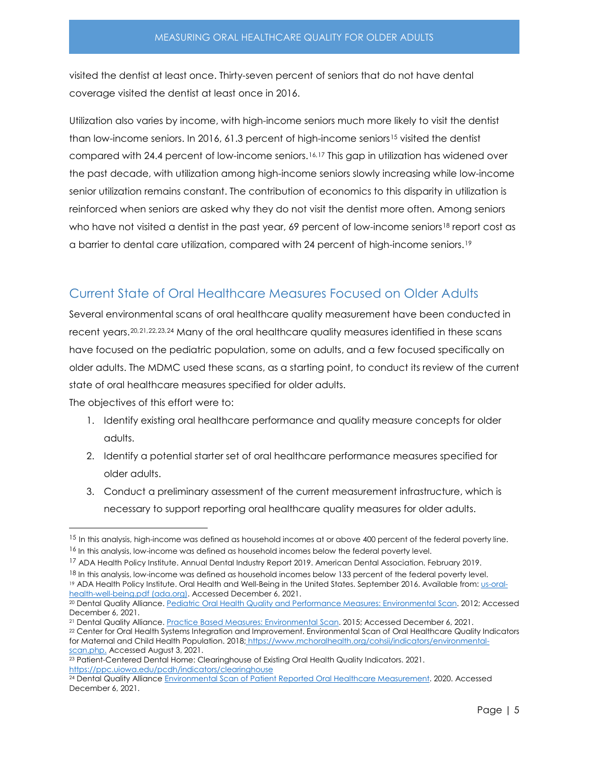visited the dentist at least once. Thirty-seven percent of seniors that do not have dental coverage visited the dentist at least once in 2016.

Utilization also varies by income, with high-income seniors much more likely to visit the dentist than low-income seniors. In 2016, 61.3 percent of high-income seniors[15] visited the dentist compared with 24.4 percent of low-income seniors.[16,17] This gap in utilization has widened over the past decade, with utilization among high-income seniors slowly increasing while low-income senior utilization remains constant. The contribution of economics to this disparity in utilization is reinforced when seniors are asked why they do not visit the dentist more often. Among seniors who have not visited a dentist in the past year, 69 percent of low-income seniors[18] report cost as a barrier to dental care utilization, compared with 24 percent of high-income seniors.[19]

## Current State of Oral Healthcare Measures Focused on Older Adults

Several environmental scans of oral healthcare quality measurement have been conducted in recent years.[20,21,22,23,24] Many of the oral healthcare quality measures identified in these scans have focused on the pediatric population, some on adults, and a few focused specifically on older adults. The MDMC used these scans, as a starting point, to conduct its review of the current state of oral healthcare measures specified for older adults.

The objectives of this effort were to:

1. Identify existing oral healthcare performance and quality measure concepts for older adults.
2. Identify a potential starter set of oral healthcare performance measures specified for older adults.
3. Conduct a preliminary assessment of the current measurement infrastructure, which is necessary to support reporting oral healthcare quality measures for older adults.

---

[15] In this analysis, high-income was defined as household incomes at or above 400 percent of the federal poverty line.

[16] In this analysis, low-income was defined as household incomes below the federal poverty level.

[17] ADA Health Policy Institute. Annual Dental Industry Report 2019. American Dental Association. February 2019.

[18] In this analysis, low-income was defined as household incomes below 133 percent of the federal poverty level.

[19] ADA Health Policy Institute. Oral Health and Well-Being in the United States. September 2016. Available from: us-oral-health-well-being.pdf (ada.org). Accessed December 6, 2021.

[20] Dental Quality Alliance. Pediatric Oral Health Quality and Performance Measures: Environmental Scan. 2012; Accessed December 6, 2021.

[21] Dental Quality Alliance. Practice Based Measures: Environmental Scan. 2015; Accessed December 6, 2021.

[22] Center for Oral Health Systems Integration and Improvement. Environmental Scan of Oral Healthcare Quality Indicators for Maternal and Child Health Population. 2018; https://www.mchoralhealth.org/cohsii/indicators/environmental-scan.php. Accessed August 3, 2021.

[23] Patient-Centered Dental Home: Clearinghouse of Existing Oral Health Quality Indicators. 2021. https://ppc.uiowa.edu/pcdh/indicators/clearinghouse

[24] Dental Quality Alliance Environmental Scan of Patient Reported Oral Healthcare Measurement. 2020. Accessed December 6, 2021.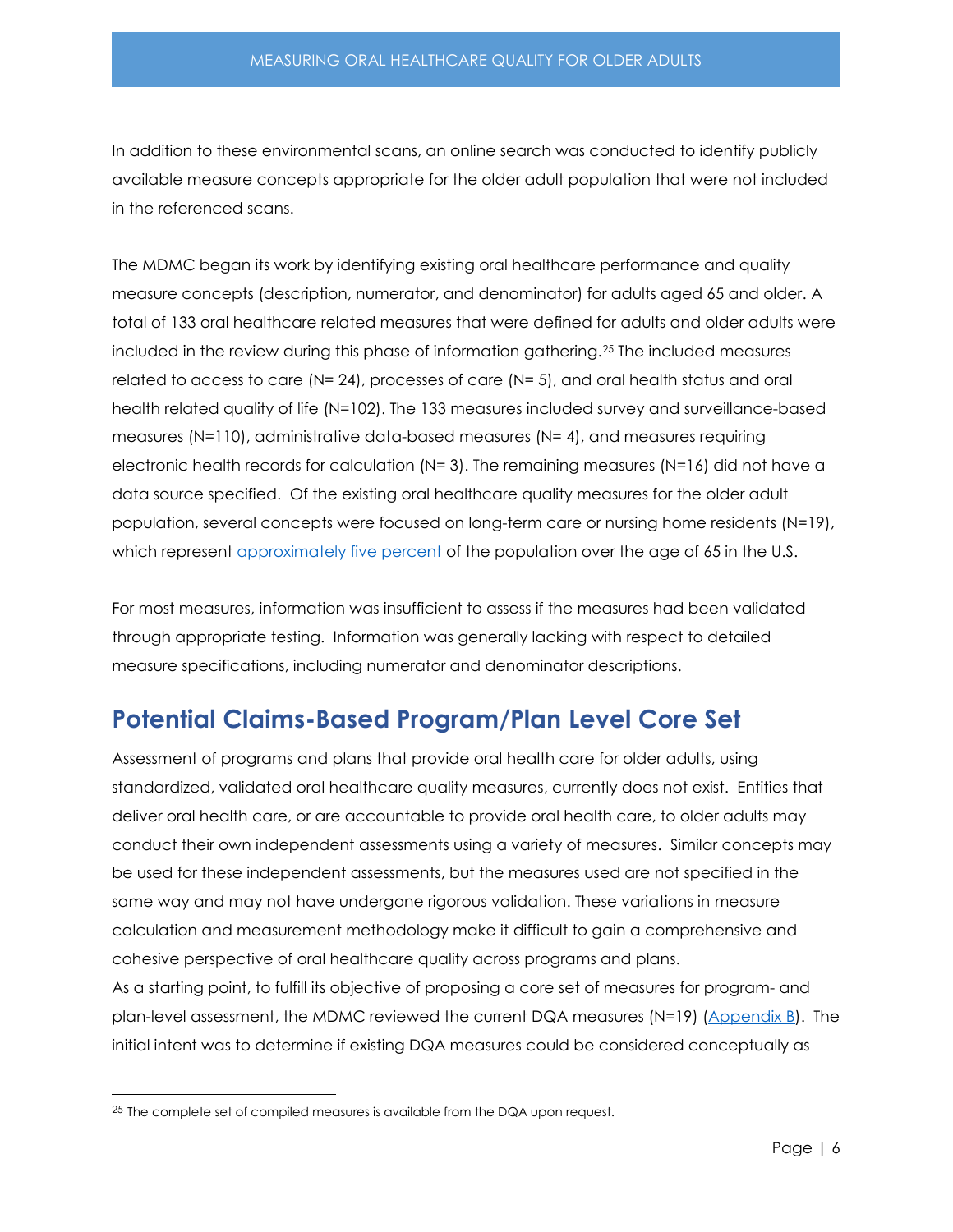In addition to these environmental scans, an online search was conducted to identify publicly available measure concepts appropriate for the older adult population that were not included in the referenced scans.

The MDMC began its work by identifying existing oral healthcare performance and quality measure concepts (description, numerator, and denominator) for adults aged 65 and older. A total of 133 oral healthcare related measures that were defined for adults and older adults were included in the review during this phase of information gathering.[25] The included measures related to access to care (N= 24), processes of care (N= 5), and oral health status and oral health related quality of life (N=102). The 133 measures included survey and surveillance-based measures (N=110), administrative data-based measures (N= 4), and measures requiring electronic health records for calculation (N= 3). The remaining measures (N=16) did not have a data source specified. Of the existing oral healthcare quality measures for the older adult population, several concepts were focused on long-term care or nursing home residents (N=19), which represent approximately five percent of the population over the age of 65 in the U.S.

For most measures, information was insufficient to assess if the measures had been validated through appropriate testing. Information was generally lacking with respect to detailed measure specifications, including numerator and denominator descriptions.

## Potential Claims-Based Program/Plan Level Core Set

Assessment of programs and plans that provide oral health care for older adults, using standardized, validated oral healthcare quality measures, currently does not exist. Entities that deliver oral health care, or are accountable to provide oral health care, to older adults may conduct their own independent assessments using a variety of measures. Similar concepts may be used for these independent assessments, but the measures used are not specified in the same way and may not have undergone rigorous validation. These variations in measure calculation and measurement methodology make it difficult to gain a comprehensive and cohesive perspective of oral healthcare quality across programs and plans.

As a starting point, to fulfill its objective of proposing a core set of measures for program- and plan-level assessment, the MDMC reviewed the current DQA measures (N=19) (Appendix B). The initial intent was to determine if existing DQA measures could be considered conceptually as

[25] The complete set of compiled measures is available from the DQA upon request.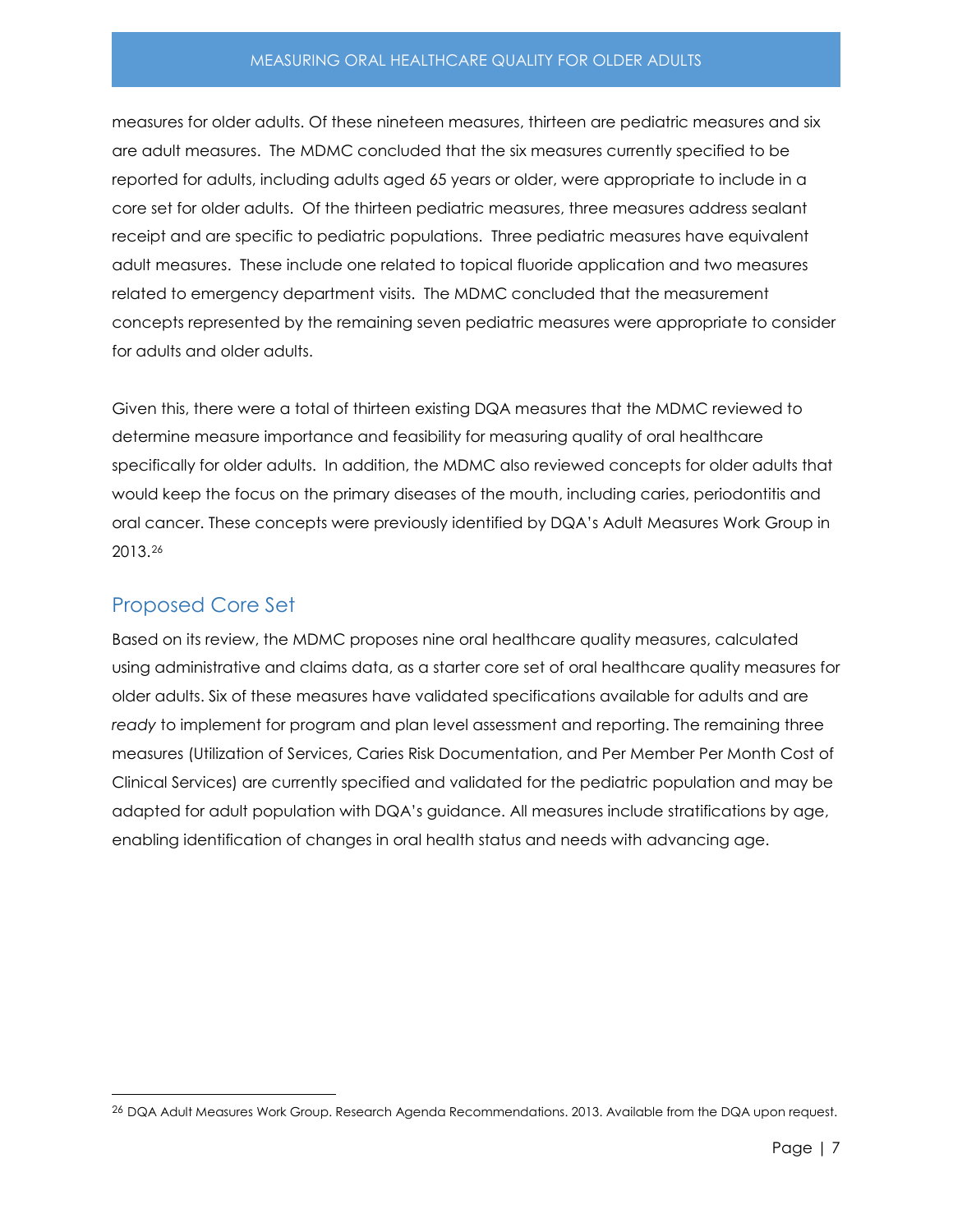measures for older adults. Of these nineteen measures, thirteen are pediatric measures and six are adult measures. The MDMC concluded that the six measures currently specified to be reported for adults, including adults aged 65 years or older, were appropriate to include in a core set for older adults. Of the thirteen pediatric measures, three measures address sealant receipt and are specific to pediatric populations. Three pediatric measures have equivalent adult measures. These include one related to topical fluoride application and two measures related to emergency department visits. The MDMC concluded that the measurement concepts represented by the remaining seven pediatric measures were appropriate to consider for adults and older adults.

Given this, there were a total of thirteen existing DQA measures that the MDMC reviewed to determine measure importance and feasibility for measuring quality of oral healthcare specifically for older adults. In addition, the MDMC also reviewed concepts for older adults that would keep the focus on the primary diseases of the mouth, including caries, periodontitis and oral cancer. These concepts were previously identified by DQA's Adult Measures Work Group in 2013.[26]

## Proposed Core Set

Based on its review, the MDMC proposes nine oral healthcare quality measures, calculated using administrative and claims data, as a starter core set of oral healthcare quality measures for older adults. Six of these measures have validated specifications available for adults and are *ready* to implement for program and plan level assessment and reporting. The remaining three measures (Utilization of Services, Caries Risk Documentation, and Per Member Per Month Cost of Clinical Services) are currently specified and validated for the pediatric population and may be adapted for adult population with DQA's guidance. All measures include stratifications by age, enabling identification of changes in oral health status and needs with advancing age.

---

[26] DQA Adult Measures Work Group. Research Agenda Recommendations. 2013. Available from the DQA upon request.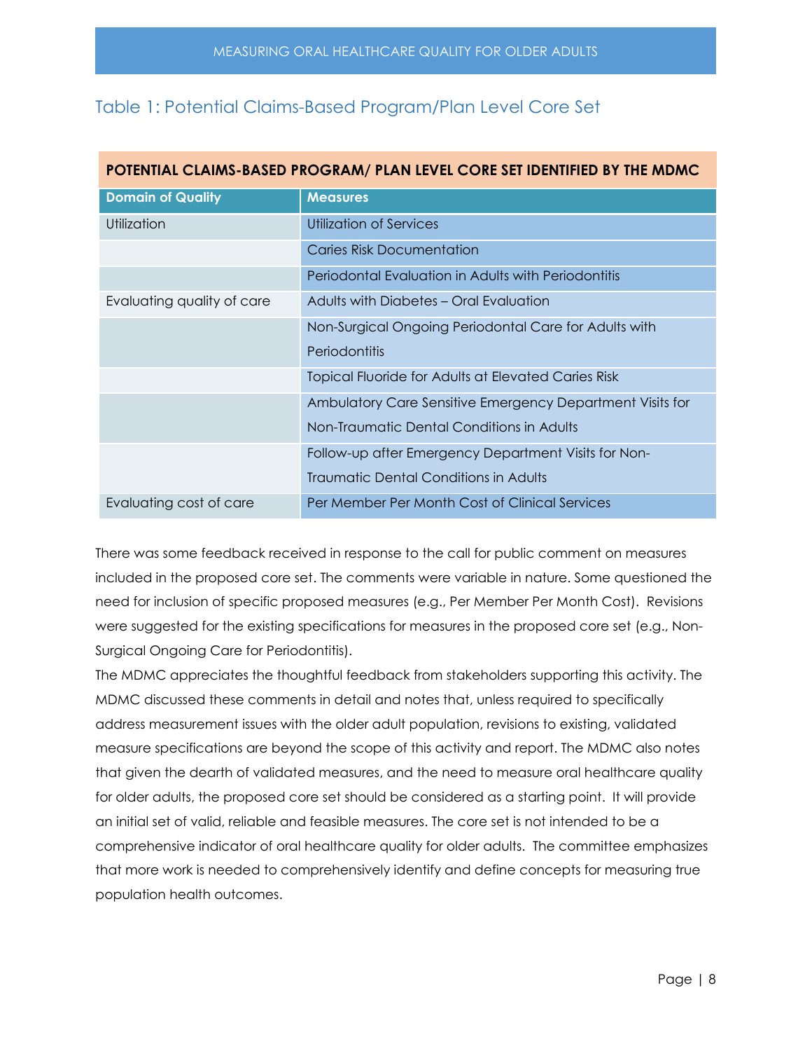## Table 1: Potential Claims-Based Program/Plan Level Core Set

| POTENTIAL CLAIMS-BASED PROGRAM/ PLAN LEVEL CORE SET IDENTIFIED BY THE MDMC | |
|---|---|
| **Domain of Quality** | **Measures** |
| Utilization | Utilization of Services |
| | Caries Risk Documentation |
| | Periodontal Evaluation in Adults with Periodontitis |
| Evaluating quality of care | Adults with Diabetes – Oral Evaluation |
| | Non-Surgical Ongoing Periodontal Care for Adults with Periodontitis |
| | Topical Fluoride for Adults at Elevated Caries Risk |
| | Ambulatory Care Sensitive Emergency Department Visits for Non-Traumatic Dental Conditions in Adults |
| | Follow-up after Emergency Department Visits for Non-Traumatic Dental Conditions in Adults |
| Evaluating cost of care | Per Member Per Month Cost of Clinical Services |

There was some feedback received in response to the call for public comment on measures included in the proposed core set. The comments were variable in nature. Some questioned the need for inclusion of specific proposed measures (e.g., Per Member Per Month Cost). Revisions were suggested for the existing specifications for measures in the proposed core set (e.g., Non-Surgical Ongoing Care for Periodontitis).

The MDMC appreciates the thoughtful feedback from stakeholders supporting this activity. The MDMC discussed these comments in detail and notes that, unless required to specifically address measurement issues with the older adult population, revisions to existing, validated measure specifications are beyond the scope of this activity and report. The MDMC also notes that given the dearth of validated measures, and the need to measure oral healthcare quality for older adults, the proposed core set should be considered as a starting point. It will provide an initial set of valid, reliable and feasible measures. The core set is not intended to be a comprehensive indicator of oral healthcare quality for older adults. The committee emphasizes that more work is needed to comprehensively identify and define concepts for measuring true population health outcomes.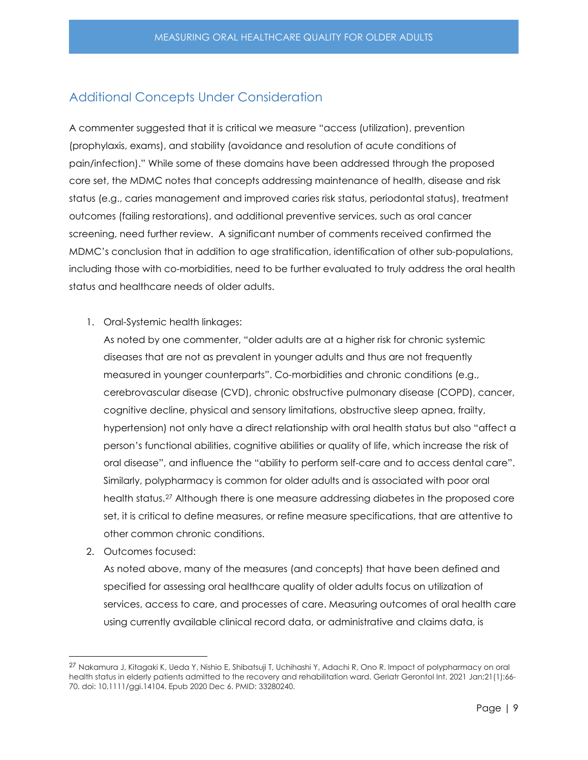## Additional Concepts Under Consideration

A commenter suggested that it is critical we measure "access (utilization), prevention (prophylaxis, exams), and stability (avoidance and resolution of acute conditions of pain/infection)." While some of these domains have been addressed through the proposed core set, the MDMC notes that concepts addressing maintenance of health, disease and risk status (e.g., caries management and improved caries risk status, periodontal status), treatment outcomes (failing restorations), and additional preventive services, such as oral cancer screening, need further review. A significant number of comments received confirmed the MDMC's conclusion that in addition to age stratification, identification of other sub-populations, including those with co-morbidities, need to be further evaluated to truly address the oral health status and healthcare needs of older adults.

1. Oral-Systemic health linkages:
   As noted by one commenter, "older adults are at a higher risk for chronic systemic diseases that are not as prevalent in younger adults and thus are not frequently measured in younger counterparts". Co-morbidities and chronic conditions (e.g., cerebrovascular disease (CVD), chronic obstructive pulmonary disease (COPD), cancer, cognitive decline, physical and sensory limitations, obstructive sleep apnea, frailty, hypertension) not only have a direct relationship with oral health status but also "affect a person's functional abilities, cognitive abilities or quality of life, which increase the risk of oral disease", and influence the "ability to perform self-care and to access dental care". Similarly, polypharmacy is common for older adults and is associated with poor oral health status.[27] Although there is one measure addressing diabetes in the proposed core set, it is critical to define measures, or refine measure specifications, that are attentive to other common chronic conditions.
2. Outcomes focused:
   As noted above, many of the measures (and concepts) that have been defined and specified for assessing oral healthcare quality of older adults focus on utilization of services, access to care, and processes of care. Measuring outcomes of oral health care using currently available clinical record data, or administrative and claims data, is

---

[27] Nakamura J, Kitagaki K, Ueda Y, Nishio E, Shibatsuji T, Uchihashi Y, Adachi R, Ono R. Impact of polypharmacy on oral health status in elderly patients admitted to the recovery and rehabilitation ward. Geriatr Gerontol Int. 2021 Jan;21(1):66-70. doi: 10.1111/ggi.14104. Epub 2020 Dec 6. PMID: 33280240.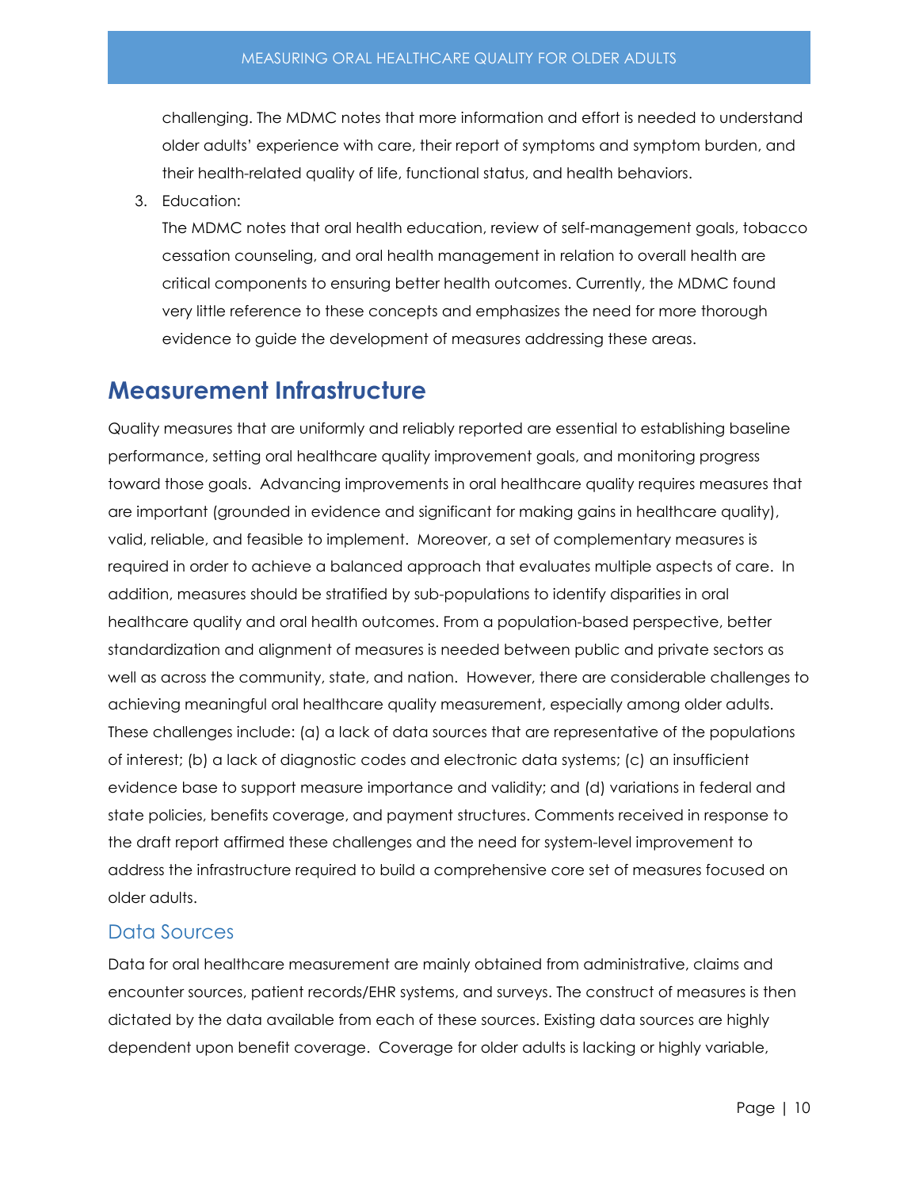challenging. The MDMC notes that more information and effort is needed to understand older adults' experience with care, their report of symptoms and symptom burden, and their health-related quality of life, functional status, and health behaviors.

3. Education:
   The MDMC notes that oral health education, review of self-management goals, tobacco cessation counseling, and oral health management in relation to overall health are critical components to ensuring better health outcomes. Currently, the MDMC found very little reference to these concepts and emphasizes the need for more thorough evidence to guide the development of measures addressing these areas.

## Measurement Infrastructure

Quality measures that are uniformly and reliably reported are essential to establishing baseline performance, setting oral healthcare quality improvement goals, and monitoring progress toward those goals. Advancing improvements in oral healthcare quality requires measures that are important (grounded in evidence and significant for making gains in healthcare quality), valid, reliable, and feasible to implement. Moreover, a set of complementary measures is required in order to achieve a balanced approach that evaluates multiple aspects of care. In addition, measures should be stratified by sub-populations to identify disparities in oral healthcare quality and oral health outcomes. From a population-based perspective, better standardization and alignment of measures is needed between public and private sectors as well as across the community, state, and nation. However, there are considerable challenges to achieving meaningful oral healthcare quality measurement, especially among older adults. These challenges include: (a) a lack of data sources that are representative of the populations of interest; (b) a lack of diagnostic codes and electronic data systems; (c) an insufficient evidence base to support measure importance and validity; and (d) variations in federal and state policies, benefits coverage, and payment structures. Comments received in response to the draft report affirmed these challenges and the need for system-level improvement to address the infrastructure required to build a comprehensive core set of measures focused on older adults.

### Data Sources

Data for oral healthcare measurement are mainly obtained from administrative, claims and encounter sources, patient records/EHR systems, and surveys. The construct of measures is then dictated by the data available from each of these sources. Existing data sources are highly dependent upon benefit coverage. Coverage for older adults is lacking or highly variable,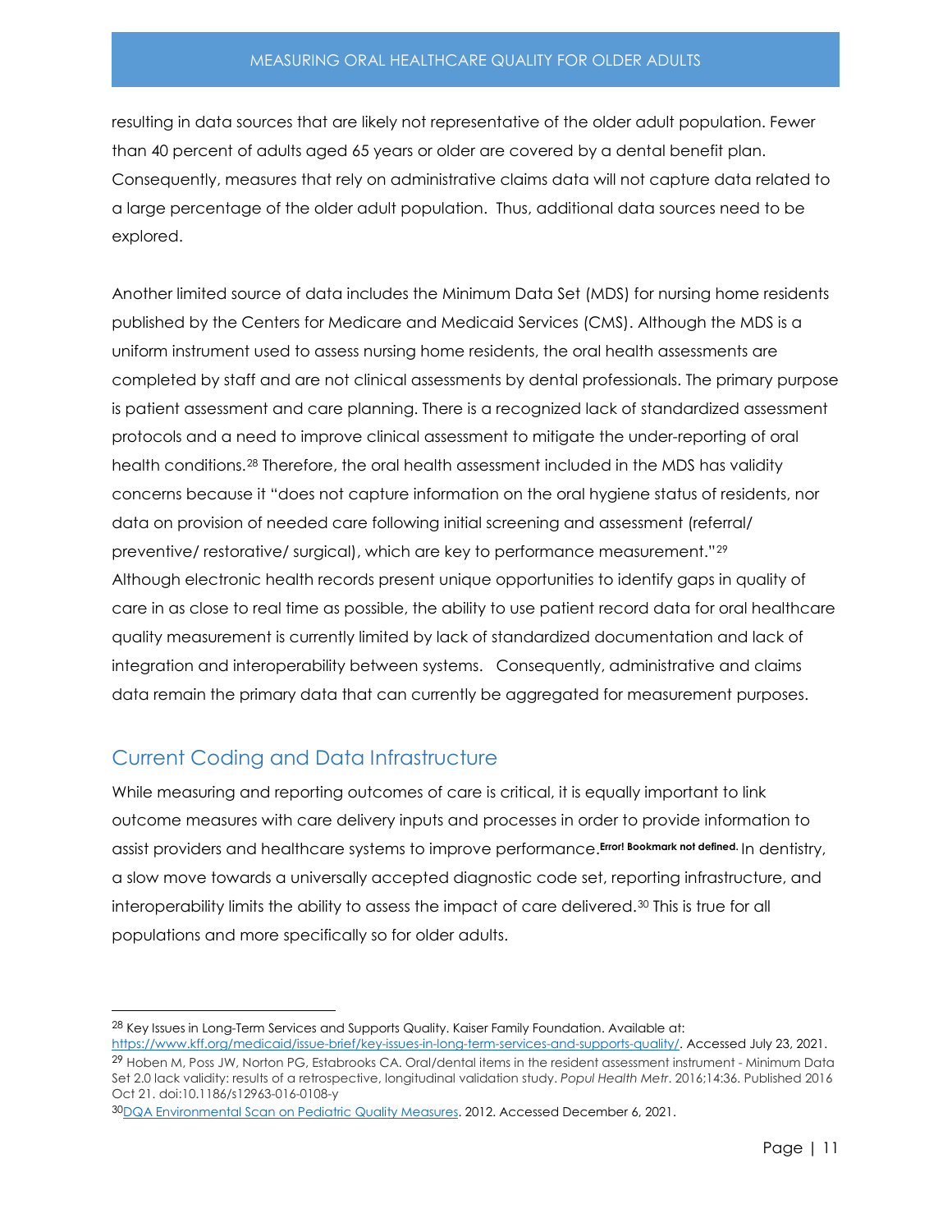resulting in data sources that are likely not representative of the older adult population. Fewer than 40 percent of adults aged 65 years or older are covered by a dental benefit plan. Consequently, measures that rely on administrative claims data will not capture data related to a large percentage of the older adult population. Thus, additional data sources need to be explored.

Another limited source of data includes the Minimum Data Set (MDS) for nursing home residents published by the Centers for Medicare and Medicaid Services (CMS). Although the MDS is a uniform instrument used to assess nursing home residents, the oral health assessments are completed by staff and are not clinical assessments by dental professionals. The primary purpose is patient assessment and care planning. There is a recognized lack of standardized assessment protocols and a need to improve clinical assessment to mitigate the under-reporting of oral health conditions.[28] Therefore, the oral health assessment included in the MDS has validity concerns because it "does not capture information on the oral hygiene status of residents, nor data on provision of needed care following initial screening and assessment (referral/ preventive/ restorative/ surgical), which are key to performance measurement."[29]
Although electronic health records present unique opportunities to identify gaps in quality of care in as close to real time as possible, the ability to use patient record data for oral healthcare quality measurement is currently limited by lack of standardized documentation and lack of integration and interoperability between systems. Consequently, administrative and claims data remain the primary data that can currently be aggregated for measurement purposes.

## Current Coding and Data Infrastructure

While measuring and reporting outcomes of care is critical, it is equally important to link outcome measures with care delivery inputs and processes in order to provide information to assist providers and healthcare systems to improve performance.**Error! Bookmark not defined.** In dentistry, a slow move towards a universally accepted diagnostic code set, reporting infrastructure, and interoperability limits the ability to assess the impact of care delivered.[30] This is true for all populations and more specifically so for older adults.

---

[28] Key Issues in Long-Term Services and Supports Quality. Kaiser Family Foundation. Available at: https://www.kff.org/medicaid/issue-brief/key-issues-in-long-term-services-and-supports-quality/. Accessed July 23, 2021.

[29] Hoben M, Poss JW, Norton PG, Estabrooks CA. Oral/dental items in the resident assessment instrument - Minimum Data Set 2.0 lack validity: results of a retrospective, longitudinal validation study. *Popul Health Metr*. 2016;14:36. Published 2016 Oct 21. doi:10.1186/s12963-016-0108-y

[30] DQA Environmental Scan on Pediatric Quality Measures. 2012. Accessed December 6, 2021.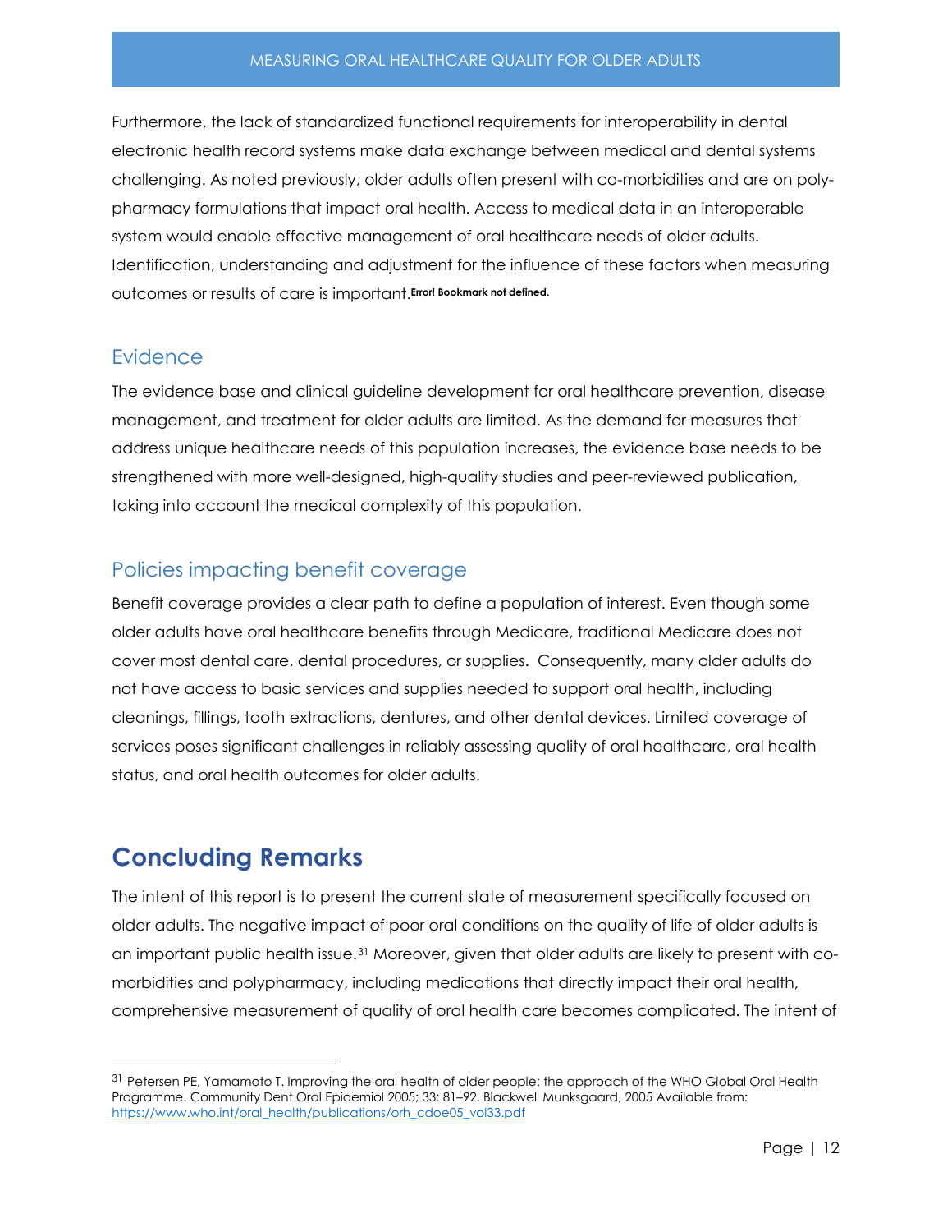Furthermore, the lack of standardized functional requirements for interoperability in dental electronic health record systems make data exchange between medical and dental systems challenging. As noted previously, older adults often present with co-morbidities and are on poly-pharmacy formulations that impact oral health. Access to medical data in an interoperable system would enable effective management of oral healthcare needs of older adults. Identification, understanding and adjustment for the influence of these factors when measuring outcomes or results of care is important.**Error! Bookmark not defined.**

## Evidence

The evidence base and clinical guideline development for oral healthcare prevention, disease management, and treatment for older adults are limited. As the demand for measures that address unique healthcare needs of this population increases, the evidence base needs to be strengthened with more well-designed, high-quality studies and peer-reviewed publication, taking into account the medical complexity of this population.

## Policies impacting benefit coverage

Benefit coverage provides a clear path to define a population of interest. Even though some older adults have oral healthcare benefits through Medicare, traditional Medicare does not cover most dental care, dental procedures, or supplies. Consequently, many older adults do not have access to basic services and supplies needed to support oral health, including cleanings, fillings, tooth extractions, dentures, and other dental devices. Limited coverage of services poses significant challenges in reliably assessing quality of oral healthcare, oral health status, and oral health outcomes for older adults.

# Concluding Remarks

The intent of this report is to present the current state of measurement specifically focused on older adults. The negative impact of poor oral conditions on the quality of life of older adults is an important public health issue.[31] Moreover, given that older adults are likely to present with co-morbidities and polypharmacy, including medications that directly impact their oral health, comprehensive measurement of quality of oral health care becomes complicated. The intent of

---

[31] Petersen PE, Yamamoto T. Improving the oral health of older people: the approach of the WHO Global Oral Health Programme. Community Dent Oral Epidemiol 2005; 33: 81–92. Blackwell Munksgaard, 2005 Available from: https://www.who.int/oral_health/publications/orh_cdoe05_vol33.pdf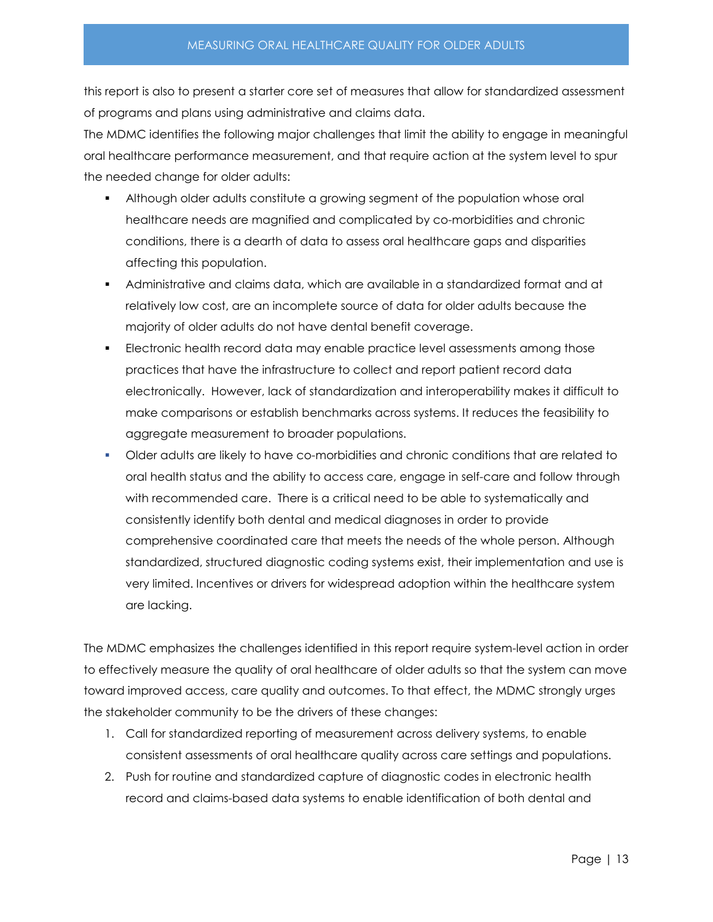this report is also to present a starter core set of measures that allow for standardized assessment of programs and plans using administrative and claims data.

The MDMC identifies the following major challenges that limit the ability to engage in meaningful oral healthcare performance measurement, and that require action at the system level to spur the needed change for older adults:

- Although older adults constitute a growing segment of the population whose oral healthcare needs are magnified and complicated by co-morbidities and chronic conditions, there is a dearth of data to assess oral healthcare gaps and disparities affecting this population.
- Administrative and claims data, which are available in a standardized format and at relatively low cost, are an incomplete source of data for older adults because the majority of older adults do not have dental benefit coverage.
- Electronic health record data may enable practice level assessments among those practices that have the infrastructure to collect and report patient record data electronically. However, lack of standardization and interoperability makes it difficult to make comparisons or establish benchmarks across systems. It reduces the feasibility to aggregate measurement to broader populations.
- Older adults are likely to have co-morbidities and chronic conditions that are related to oral health status and the ability to access care, engage in self-care and follow through with recommended care. There is a critical need to be able to systematically and consistently identify both dental and medical diagnoses in order to provide comprehensive coordinated care that meets the needs of the whole person. Although standardized, structured diagnostic coding systems exist, their implementation and use is very limited. Incentives or drivers for widespread adoption within the healthcare system are lacking.

The MDMC emphasizes the challenges identified in this report require system-level action in order to effectively measure the quality of oral healthcare of older adults so that the system can move toward improved access, care quality and outcomes. To that effect, the MDMC strongly urges the stakeholder community to be the drivers of these changes:

1. Call for standardized reporting of measurement across delivery systems, to enable consistent assessments of oral healthcare quality across care settings and populations.
2. Push for routine and standardized capture of diagnostic codes in electronic health record and claims-based data systems to enable identification of both dental and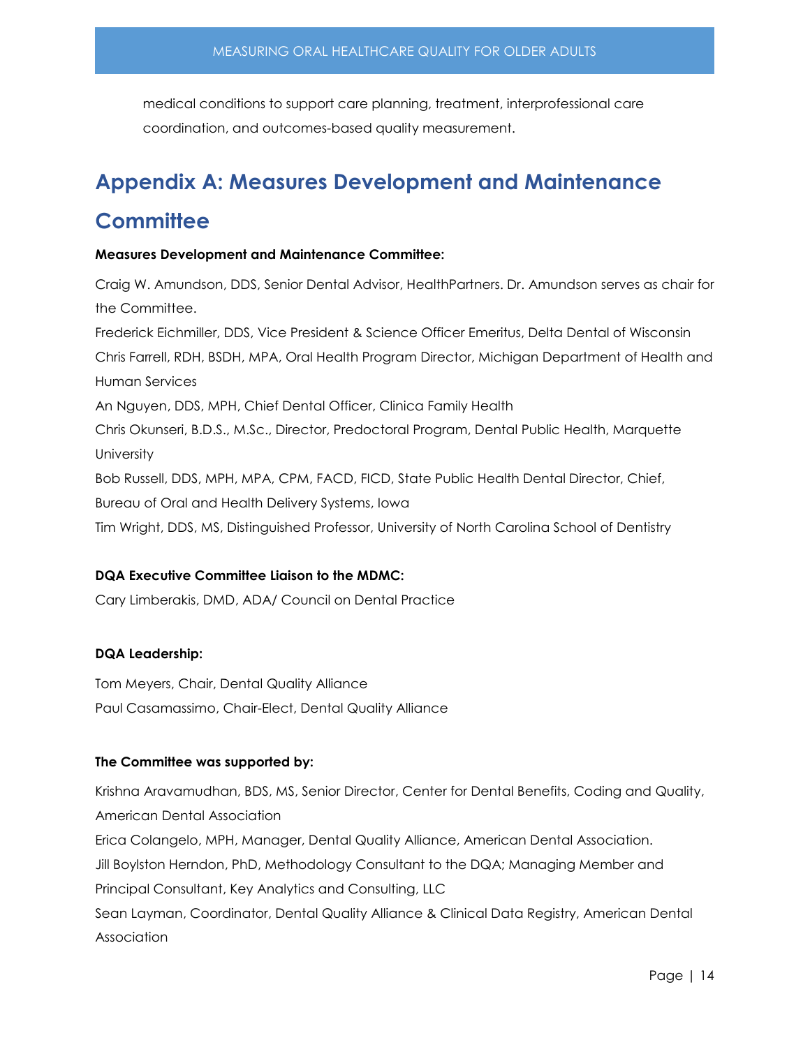medical conditions to support care planning, treatment, interprofessional care coordination, and outcomes-based quality measurement.

# Appendix A: Measures Development and Maintenance Committee

**Measures Development and Maintenance Committee:**

Craig W. Amundson, DDS, Senior Dental Advisor, HealthPartners. Dr. Amundson serves as chair for the Committee.
Frederick Eichmiller, DDS, Vice President & Science Officer Emeritus, Delta Dental of Wisconsin
Chris Farrell, RDH, BSDH, MPA, Oral Health Program Director, Michigan Department of Health and Human Services
An Nguyen, DDS, MPH, Chief Dental Officer, Clinica Family Health
Chris Okunseri, B.D.S., M.Sc., Director, Predoctoral Program, Dental Public Health, Marquette University
Bob Russell, DDS, MPH, MPA, CPM, FACD, FICD, State Public Health Dental Director, Chief, Bureau of Oral and Health Delivery Systems, Iowa
Tim Wright, DDS, MS, Distinguished Professor, University of North Carolina School of Dentistry

**DQA Executive Committee Liaison to the MDMC:**

Cary Limberakis, DMD, ADA/ Council on Dental Practice

**DQA Leadership:**

Tom Meyers, Chair, Dental Quality Alliance
Paul Casamassimo, Chair-Elect, Dental Quality Alliance

**The Committee was supported by:**

Krishna Aravamudhan, BDS, MS, Senior Director, Center for Dental Benefits, Coding and Quality, American Dental Association
Erica Colangelo, MPH, Manager, Dental Quality Alliance, American Dental Association.
Jill Boylston Herndon, PhD, Methodology Consultant to the DQA; Managing Member and Principal Consultant, Key Analytics and Consulting, LLC
Sean Layman, Coordinator, Dental Quality Alliance & Clinical Data Registry, American Dental Association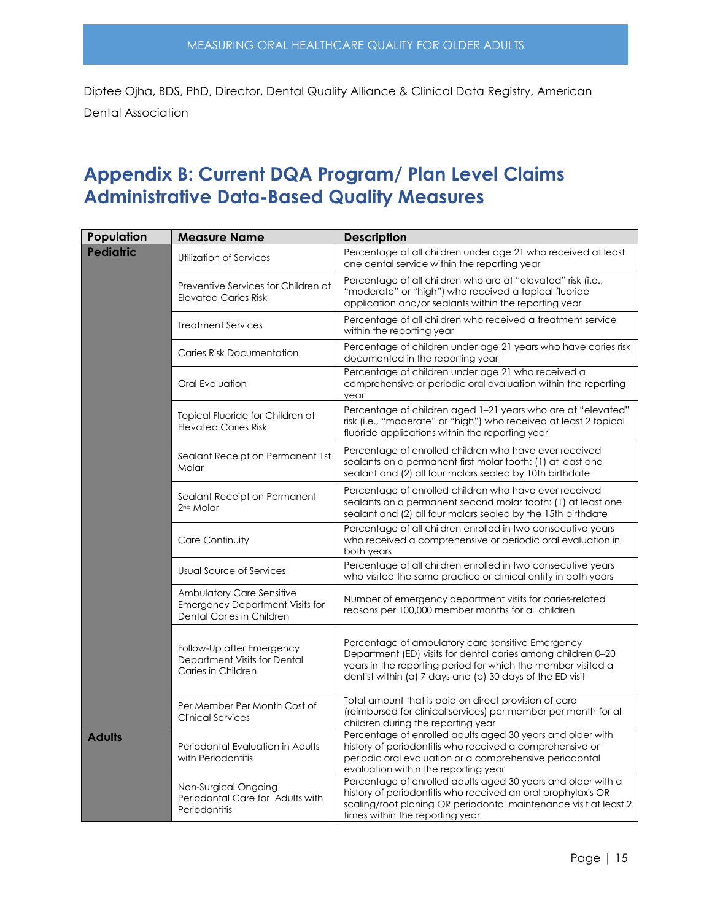Diptee Ojha, BDS, PhD, Director, Dental Quality Alliance & Clinical Data Registry, American Dental Association

# Appendix B: Current DQA Program/ Plan Level Claims Administrative Data-Based Quality Measures

| Population | Measure Name | Description |
|---|---|---|
| **Pediatric** | Utilization of Services | Percentage of all children under age 21 who received at least one dental service within the reporting year |
| | Preventive Services for Children at Elevated Caries Risk | Percentage of all children who are at "elevated" risk (i.e., "moderate" or "high") who received a topical fluoride application and/or sealants within the reporting year |
| | Treatment Services | Percentage of all children who received a treatment service within the reporting year |
| | Caries Risk Documentation | Percentage of children under age 21 years who have caries risk documented in the reporting year |
| | Oral Evaluation | Percentage of children under age 21 who received a comprehensive or periodic oral evaluation within the reporting year |
| | Topical Fluoride for Children at Elevated Caries Risk | Percentage of children aged 1–21 years who are at "elevated" risk (i.e., "moderate" or "high") who received at least 2 topical fluoride applications within the reporting year |
| | Sealant Receipt on Permanent 1st Molar | Percentage of enrolled children who have ever received sealants on a permanent first molar tooth: (1) at least one sealant and (2) all four molars sealed by 10th birthdate |
| | Sealant Receipt on Permanent 2nd Molar | Percentage of enrolled children who have ever received sealants on a permanent second molar tooth: (1) at least one sealant and (2) all four molars sealed by the 15th birthdate |
| | Care Continuity | Percentage of all children enrolled in two consecutive years who received a comprehensive or periodic oral evaluation in both years |
| | Usual Source of Services | Percentage of all children enrolled in two consecutive years who visited the same practice or clinical entity in both years |
| | Ambulatory Care Sensitive Emergency Department Visits for Dental Caries in Children | Number of emergency department visits for caries-related reasons per 100,000 member months for all children |
| | Follow-Up after Emergency Department Visits for Dental Caries in Children | Percentage of ambulatory care sensitive Emergency Department (ED) visits for dental caries among children 0–20 years in the reporting period for which the member visited a dentist within (a) 7 days and (b) 30 days of the ED visit |
| | Per Member Per Month Cost of Clinical Services | Total amount that is paid on direct provision of care (reimbursed for clinical services) per member per month for all children during the reporting year |
| **Adults** | Periodontal Evaluation in Adults with Periodontitis | Percentage of enrolled adults aged 30 years and older with history of periodontitis who received a comprehensive or periodic oral evaluation or a comprehensive periodontal evaluation within the reporting year |
| | Non-Surgical Ongoing Periodontal Care for Adults with Periodontitis | Percentage of enrolled adults aged 30 years and older with a history of periodontitis who received an oral prophylaxis OR scaling/root planing OR periodontal maintenance visit at least 2 times within the reporting year |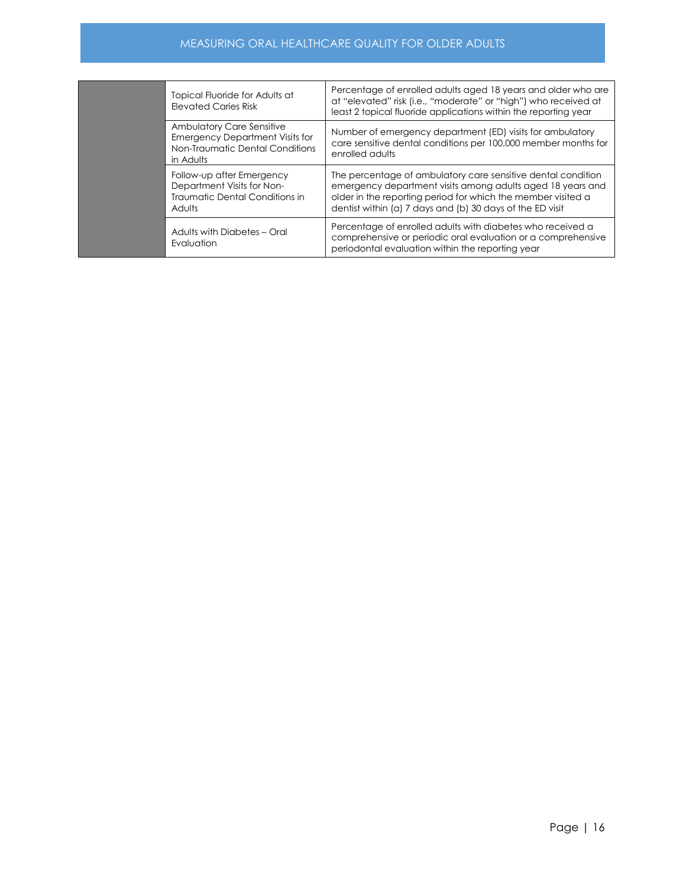| | | |
|---|---|---|
| | Topical Fluoride for Adults at Elevated Caries Risk | Percentage of enrolled adults aged 18 years and older who are at “elevated” risk (i.e., “moderate” or “high”) who received at least 2 topical fluoride applications within the reporting year |
| | Ambulatory Care Sensitive Emergency Department Visits for Non-Traumatic Dental Conditions in Adults | Number of emergency department (ED) visits for ambulatory care sensitive dental conditions per 100,000 member months for enrolled adults |
| | Follow-up after Emergency Department Visits for Non-Traumatic Dental Conditions in Adults | The percentage of ambulatory care sensitive dental condition emergency department visits among adults aged 18 years and older in the reporting period for which the member visited a dentist within (a) 7 days and (b) 30 days of the ED visit |
| | Adults with Diabetes – Oral Evaluation | Percentage of enrolled adults with diabetes who received a comprehensive or periodic oral evaluation or a comprehensive periodontal evaluation within the reporting year |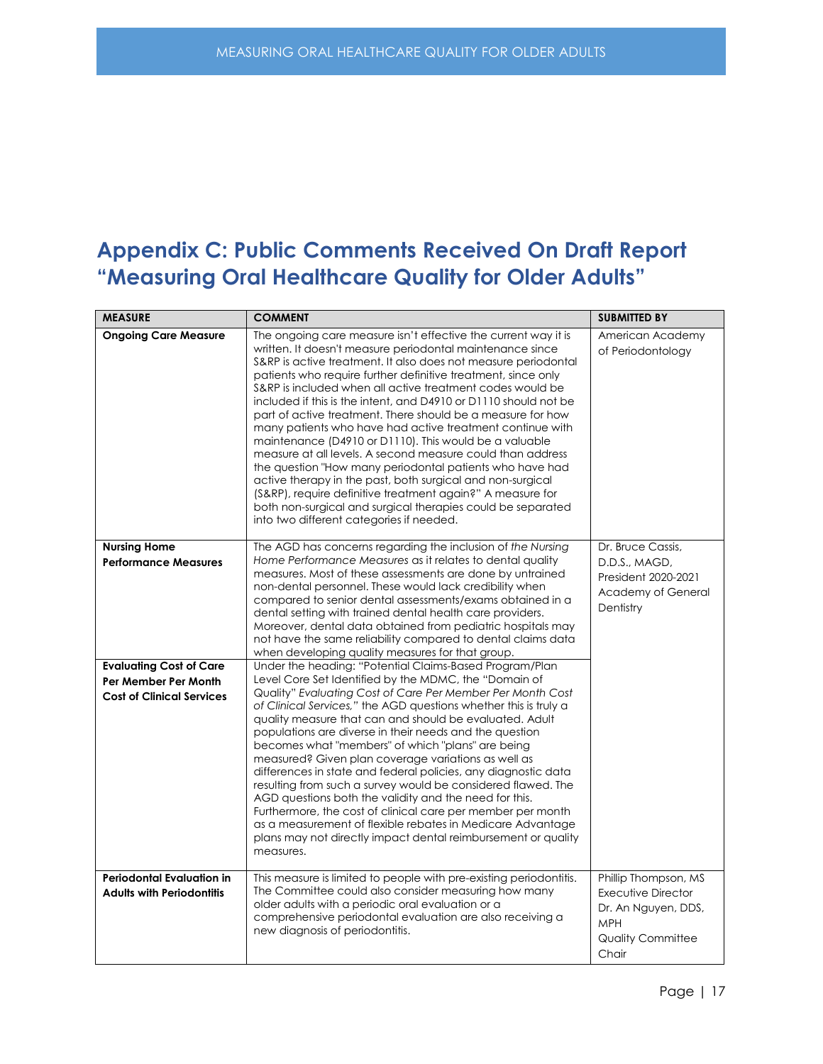## Appendix C: Public Comments Received On Draft Report "Measuring Oral Healthcare Quality for Older Adults"

| MEASURE | COMMENT | SUBMITTED BY |
|---|---|---|
| **Ongoing Care Measure** | The ongoing care measure isn't effective the current way it is written. It doesn't measure periodontal maintenance since S&RP is active treatment. It also does not measure periodontal patients who require further definitive treatment, since only S&RP is included when all active treatment codes would be included if this is the intent, and D4910 or D1110 should not be part of active treatment. There should be a measure for how many patients who have had active treatment continue with maintenance (D4910 or D1110). This would be a valuable measure at all levels. A second measure could than address the question "How many periodontal patients who have had active therapy in the past, both surgical and non-surgical (S&RP), require definitive treatment again?" A measure for both non-surgical and surgical therapies could be separated into two different categories if needed. | American Academy of Periodontology |
| **Nursing Home Performance Measures** | The AGD has concerns regarding the inclusion of *the Nursing Home Performance Measures* as it relates to dental quality measures. Most of these assessments are done by untrained non-dental personnel. These would lack credibility when compared to senior dental assessments/exams obtained in a dental setting with trained dental health care providers. Moreover, dental data obtained from pediatric hospitals may not have the same reliability compared to dental claims data when developing quality measures for that group. | Dr. Bruce Cassis, D.D.S., MAGD, President 2020-2021 Academy of General Dentistry |
| **Evaluating Cost of Care Per Member Per Month Cost of Clinical Services** | Under the heading: "Potential Claims-Based Program/Plan Level Core Set Identified by the MDMC, the "Domain of Quality" *Evaluating Cost of Care Per Member Per Month Cost of Clinical Services,"* the AGD questions whether this is truly a quality measure that can and should be evaluated. Adult populations are diverse in their needs and the question becomes what "members" of which "plans" are being measured? Given plan coverage variations as well as differences in state and federal policies, any diagnostic data resulting from such a survey would be considered flawed. The AGD questions both the validity and the need for this. Furthermore, the cost of clinical care per member per month as a measurement of flexible rebates in Medicare Advantage plans may not directly impact dental reimbursement or quality measures. | |
| **Periodontal Evaluation in Adults with Periodontitis** | This measure is limited to people with pre-existing periodontitis. The Committee could also consider measuring how many older adults with a periodic oral evaluation or a comprehensive periodontal evaluation are also receiving a new diagnosis of periodontitis. | Phillip Thompson, MS Executive Director Dr. An Nguyen, DDS, MPH Quality Committee Chair |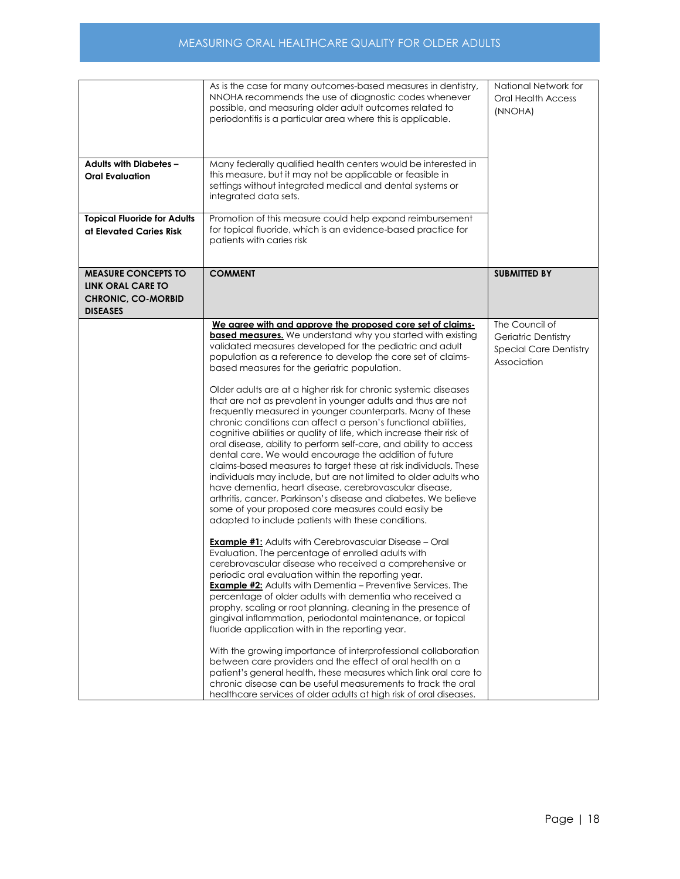| | | |
|---|---|---|
| | As is the case for many outcomes-based measures in dentistry, NNOHA recommends the use of diagnostic codes whenever possible, and measuring older adult outcomes related to periodontitis is a particular area where this is applicable. | National Network for Oral Health Access (NNOHA) |
| **Adults with Diabetes – Oral Evaluation** | Many federally qualified health centers would be interested in this measure, but it may not be applicable or feasible in settings without integrated medical and dental systems or integrated data sets. | |
| **Topical Fluoride for Adults at Elevated Caries Risk** | Promotion of this measure could help expand reimbursement for topical fluoride, which is an evidence-based practice for patients with caries risk | |
| **MEASURE CONCEPTS TO LINK ORAL CARE TO CHRONIC, CO-MORBID DISEASES** | **COMMENT** | **SUBMITTED BY** |
| | **We agree with and approve the proposed core set of claims-based measures.** We understand why you started with existing validated measures developed for the pediatric and adult population as a reference to develop the core set of claims-based measures for the geriatric population.<br><br>Older adults are at a higher risk for chronic systemic diseases that are not as prevalent in younger adults and thus are not frequently measured in younger counterparts. Many of these chronic conditions can affect a person's functional abilities, cognitive abilities or quality of life, which increase their risk of oral disease, ability to perform self-care, and ability to access dental care. We would encourage the addition of future claims-based measures to target these at risk individuals. These individuals may include, but are not limited to older adults who have dementia, heart disease, cerebrovascular disease, arthritis, cancer, Parkinson's disease and diabetes. We believe some of your proposed core measures could easily be adapted to include patients with these conditions.<br><br>**Example #1:** Adults with Cerebrovascular Disease – Oral Evaluation. The percentage of enrolled adults with cerebrovascular disease who received a comprehensive or periodic oral evaluation within the reporting year.<br>**Example #2:** Adults with Dementia – Preventive Services. The percentage of older adults with dementia who received a prophy, scaling or root planning, cleaning in the presence of gingival inflammation, periodontal maintenance, or topical fluoride application with in the reporting year.<br><br>With the growing importance of interprofessional collaboration between care providers and the effect of oral health on a patient's general health, these measures which link oral care to chronic disease can be useful measurements to track the oral healthcare services of older adults at high risk of oral diseases. | The Council of Geriatric Dentistry Special Care Dentistry Association |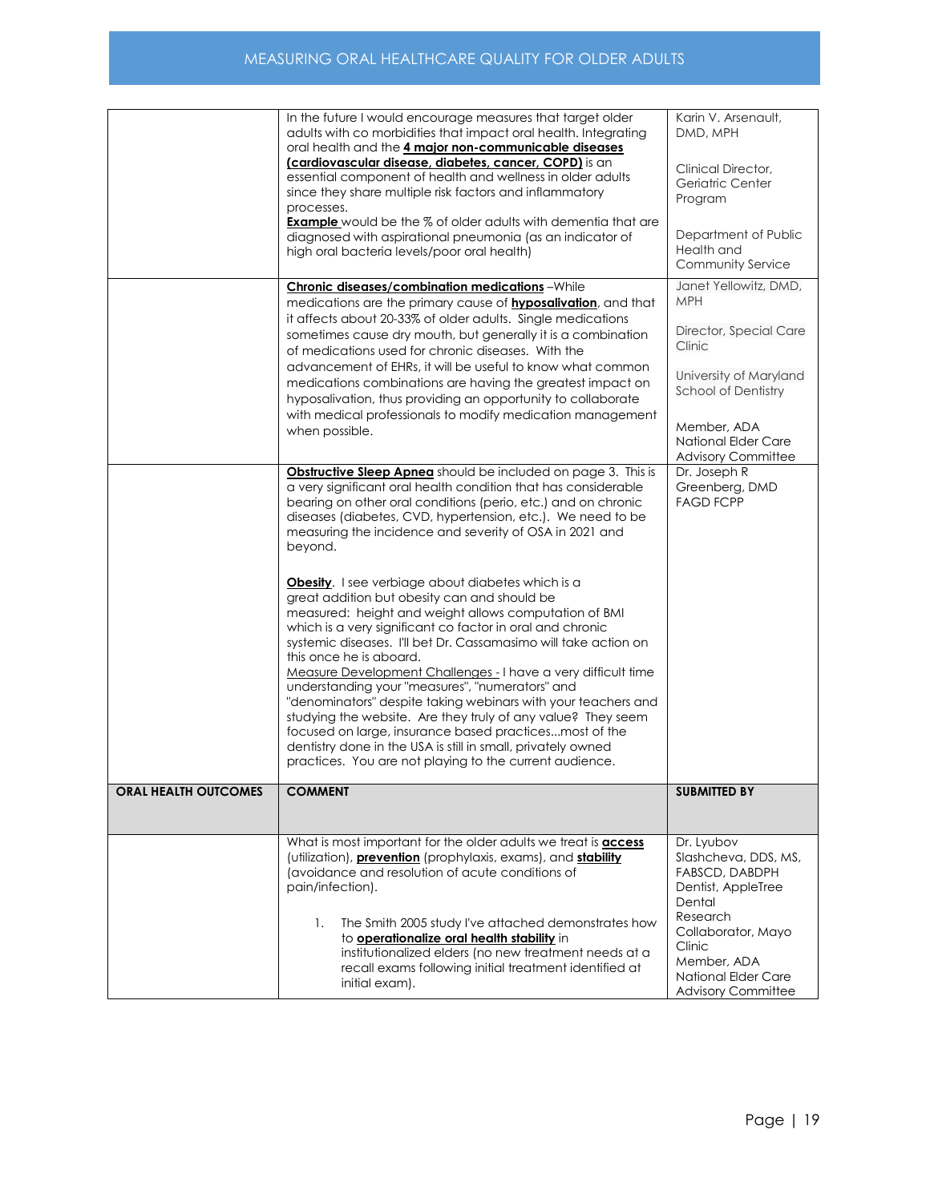| | | |
|---|---|---|
| | In the future I would encourage measures that target older adults with co morbidities that impact oral health. Integrating oral health and the **4 major non-communicable diseases (cardiovascular disease, diabetes, cancer, COPD)** is an essential component of health and wellness in older adults since they share multiple risk factors and inflammatory processes.<br>**Example** would be the % of older adults with dementia that are diagnosed with aspirational pneumonia (as an indicator of high oral bacteria levels/poor oral health) | Karin V. Arsenault, DMD, MPH<br><br>Clinical Director, Geriatric Center Program<br><br>Department of Public Health and Community Service |
| | **Chronic diseases/combination medications** –While medications are the primary cause of **hyposalivation**, and that it affects about 20-33% of older adults. Single medications sometimes cause dry mouth, but generally it is a combination of medications used for chronic diseases. With the advancement of EHRs, it will be useful to know what common medications combinations are having the greatest impact on hyposalivation, thus providing an opportunity to collaborate with medical professionals to modify medication management when possible. | Janet Yellowitz, DMD, MPH<br><br>Director, Special Care Clinic<br><br>University of Maryland School of Dentistry<br><br>Member, ADA National Elder Care Advisory Committee |
| | **Obstructive Sleep Apnea** should be included on page 3. This is a very significant oral health condition that has considerable bearing on other oral conditions (perio, etc.) and on chronic diseases (diabetes, CVD, hypertension, etc.). We need to be measuring the incidence and severity of OSA in 2021 and beyond.<br><br>**Obesity**. I see verbiage about diabetes which is a great addition but obesity can and should be measured: height and weight allows computation of BMI which is a very significant co factor in oral and chronic systemic diseases. I'll bet Dr. Cassamasimo will take action on this once he is aboard.<br>Measure Development Challenges - I have a very difficult time understanding your "measures", "numerators" and "denominators" despite taking webinars with your teachers and studying the website. Are they truly of any value? They seem focused on large, insurance based practices...most of the dentistry done in the USA is still in small, privately owned practices. You are not playing to the current audience. | Dr. Joseph R Greenberg, DMD FAGD FCPP |
| **ORAL HEALTH OUTCOMES** | **COMMENT** | **SUBMITTED BY** |
| | What is most important for the older adults we treat is **access** (utilization), **prevention** (prophylaxis, exams), and **stability** (avoidance and resolution of acute conditions of pain/infection).<br><br>1. The Smith 2005 study I've attached demonstrates how to **operationalize oral health stability** in institutionalized elders (no new treatment needs at a recall exams following initial treatment identified at initial exam). | Dr. Lyubov Slashcheva, DDS, MS, FABSCD, DABDPH<br>Dentist, AppleTree Dental<br>Research Collaborator, Mayo Clinic<br>Member, ADA National Elder Care Advisory Committee |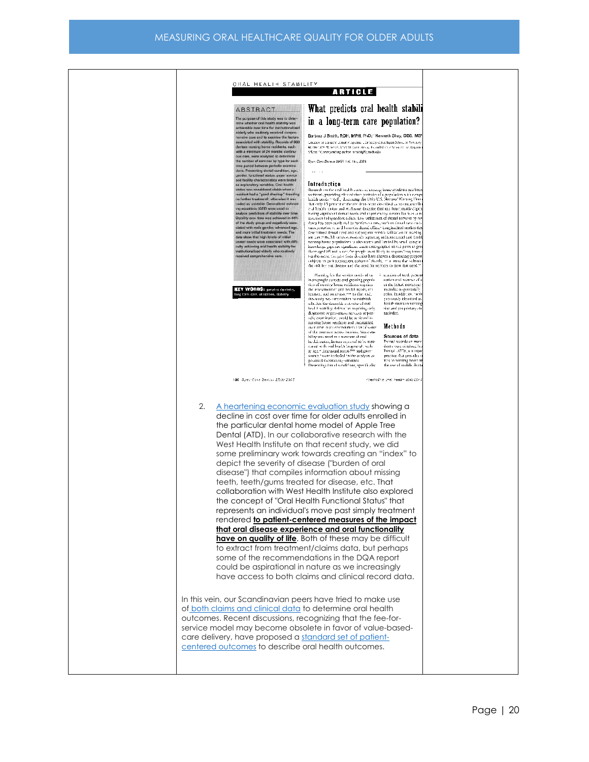2. [A heartening economic evaluation study](#) showing a decline in cost over time for older adults enrolled in the particular dental home model of Apple Tree Dental (ATD). In our collaborative research with the West Health Institute on that recent study, we did some preliminary work towards creating an "index" to depict the severity of disease ("burden of oral disease") that compiles information about missing teeth, teeth/gums treated for disease, etc. That collaboration with West Health Institute also explored the concept of "Oral Health Functional Status" that represents an individual's move past simply treatment rendered **to patient-centered measures of the impact that oral disease experience and oral functionality have on quality of life**. Both of these may be difficult to extract from treatment/claims data, but perhaps some of the recommendations in the DQA report could be aspirational in nature as we increasingly have access to both claims and clinical record data.

In this vein, our Scandinavian peers have tried to make use of [both claims and clinical data](#) to determine oral health outcomes. Recent discussions, recognizing that the fee-for-service model may become obsolete in favor of value-based-care delivery, have proposed a [standard set of patient-centered outcomes](#) to describe oral health outcomes.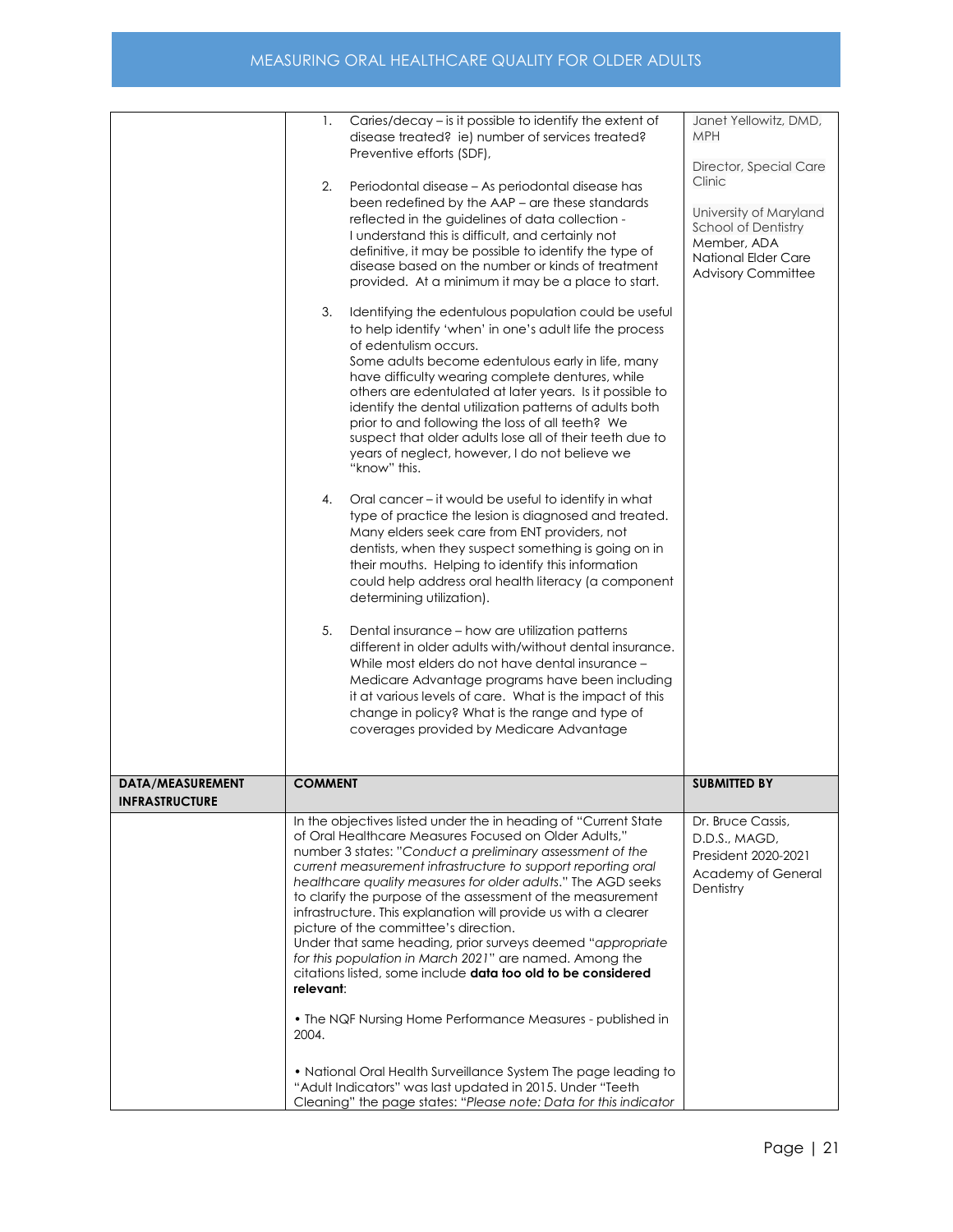| | | |
|---|---|---|
| | 1. Caries/decay – is it possible to identify the extent of disease treated? ie) number of services treated? Preventive efforts (SDF),<br><br>2. Periodontal disease – As periodontal disease has been redefined by the AAP – are these standards reflected in the guidelines of data collection - I understand this is difficult, and certainly not definitive, it may be possible to identify the type of disease based on the number or kinds of treatment provided. At a minimum it may be a place to start.<br><br>3. Identifying the edentulous population could be useful to help identify 'when' in one's adult life the process of edentulism occurs.<br>Some adults become edentulous early in life, many have difficulty wearing complete dentures, while others are edentulated at later years. Is it possible to identify the dental utilization patterns of adults both prior to and following the loss of all teeth? We suspect that older adults lose all of their teeth due to years of neglect, however, I do not believe we "know" this.<br><br>4. Oral cancer – it would be useful to identify in what type of practice the lesion is diagnosed and treated. Many elders seek care from ENT providers, not dentists, when they suspect something is going on in their mouths. Helping to identify this information could help address oral health literacy (a component determining utilization).<br><br>5. Dental insurance – how are utilization patterns different in older adults with/without dental insurance. While most elders do not have dental insurance – Medicare Advantage programs have been including it at various levels of care. What is the impact of this change in policy? What is the range and type of coverages provided by Medicare Advantage | Janet Yellowitz, DMD, MPH<br><br>Director, Special Care Clinic<br><br>University of Maryland School of Dentistry<br>Member, ADA National Elder Care Advisory Committee |
| **DATA/MEASUREMENT INFRASTRUCTURE** | **COMMENT** | **SUBMITTED BY** |
| | In the objectives listed under the in heading of "Current State of Oral Healthcare Measures Focused on Older Adults," number 3 states: "*Conduct a preliminary assessment of the current measurement infrastructure to support reporting oral healthcare quality measures for older adults*." The AGD seeks to clarify the purpose of the assessment of the measurement infrastructure. This explanation will provide us with a clearer picture of the committee's direction.<br>Under that same heading, prior surveys deemed "*appropriate for this population in March 2021*" are named. Among the citations listed, some include **data too old to be considered relevant**:<br><br>• The NQF Nursing Home Performance Measures - published in 2004.<br><br>• National Oral Health Surveillance System The page leading to "Adult Indicators" was last updated in 2015. Under "Teeth Cleaning" the page states: "*Please note: Data for this indicator* | Dr. Bruce Cassis, D.D.S., MAGD, President 2020-2021<br>Academy of General Dentistry |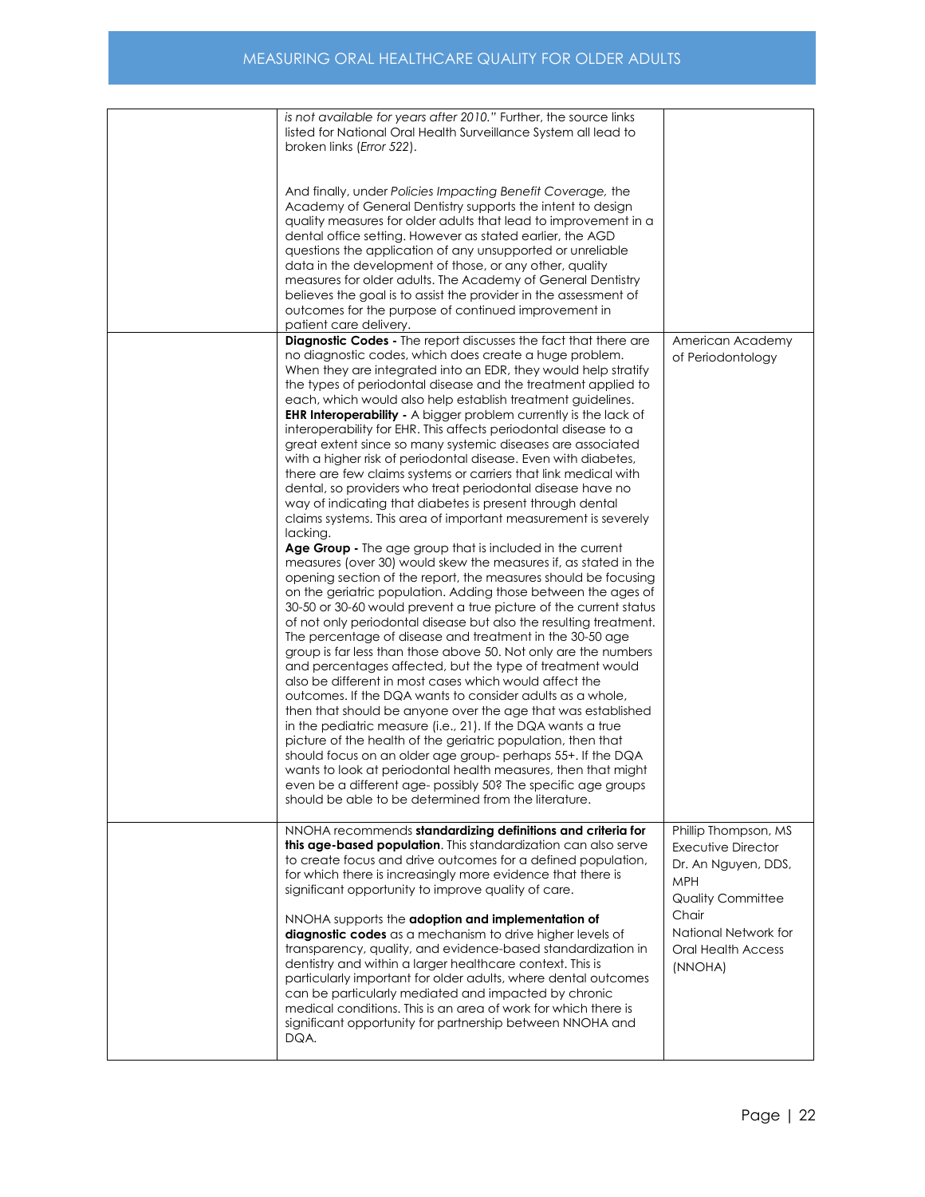| | | |
|---|---|---|
| | *is not available for years after 2010."* Further, the source links listed for National Oral Health Surveillance System all lead to broken links (*Error 522*).<br><br>And finally, under *Policies Impacting Benefit Coverage,* the Academy of General Dentistry supports the intent to design quality measures for older adults that lead to improvement in a dental office setting. However as stated earlier, the AGD questions the application of any unsupported or unreliable data in the development of those, or any other, quality measures for older adults. The Academy of General Dentistry believes the goal is to assist the provider in the assessment of outcomes for the purpose of continued improvement in patient care delivery. | |
| | **Diagnostic Codes -** The report discusses the fact that there are no diagnostic codes, which does create a huge problem. When they are integrated into an EDR, they would help stratify the types of periodontal disease and the treatment applied to each, which would also help establish treatment guidelines.<br>**EHR Interoperability -** A bigger problem currently is the lack of interoperability for EHR. This affects periodontal disease to a great extent since so many systemic diseases are associated with a higher risk of periodontal disease. Even with diabetes, there are few claims systems or carriers that link medical with dental, so providers who treat periodontal disease have no way of indicating that diabetes is present through dental claims systems. This area of important measurement is severely lacking.<br>**Age Group -** The age group that is included in the current measures (over 30) would skew the measures if, as stated in the opening section of the report, the measures should be focusing on the geriatric population. Adding those between the ages of 30-50 or 30-60 would prevent a true picture of the current status of not only periodontal disease but also the resulting treatment. The percentage of disease and treatment in the 30-50 age group is far less than those above 50. Not only are the numbers and percentages affected, but the type of treatment would also be different in most cases which would affect the outcomes. If the DQA wants to consider adults as a whole, then that should be anyone over the age that was established in the pediatric measure (i.e., 21). If the DQA wants a true picture of the health of the geriatric population, then that should focus on an older age group- perhaps 55+. If the DQA wants to look at periodontal health measures, then that might even be a different age- possibly 50? The specific age groups should be able to be determined from the literature. | American Academy of Periodontology |
| | NNOHA recommends **standardizing definitions and criteria for this age-based population**. This standardization can also serve to create focus and drive outcomes for a defined population, for which there is increasingly more evidence that there is significant opportunity to improve quality of care.<br><br>NNOHA supports the **adoption and implementation of diagnostic codes** as a mechanism to drive higher levels of transparency, quality, and evidence-based standardization in dentistry and within a larger healthcare context. This is particularly important for older adults, where dental outcomes can be particularly mediated and impacted by chronic medical conditions. This is an area of work for which there is significant opportunity for partnership between NNOHA and DQA. | Phillip Thompson, MS<br>Executive Director<br>Dr. An Nguyen, DDS, MPH<br>Quality Committee Chair<br>National Network for Oral Health Access (NNOHA) |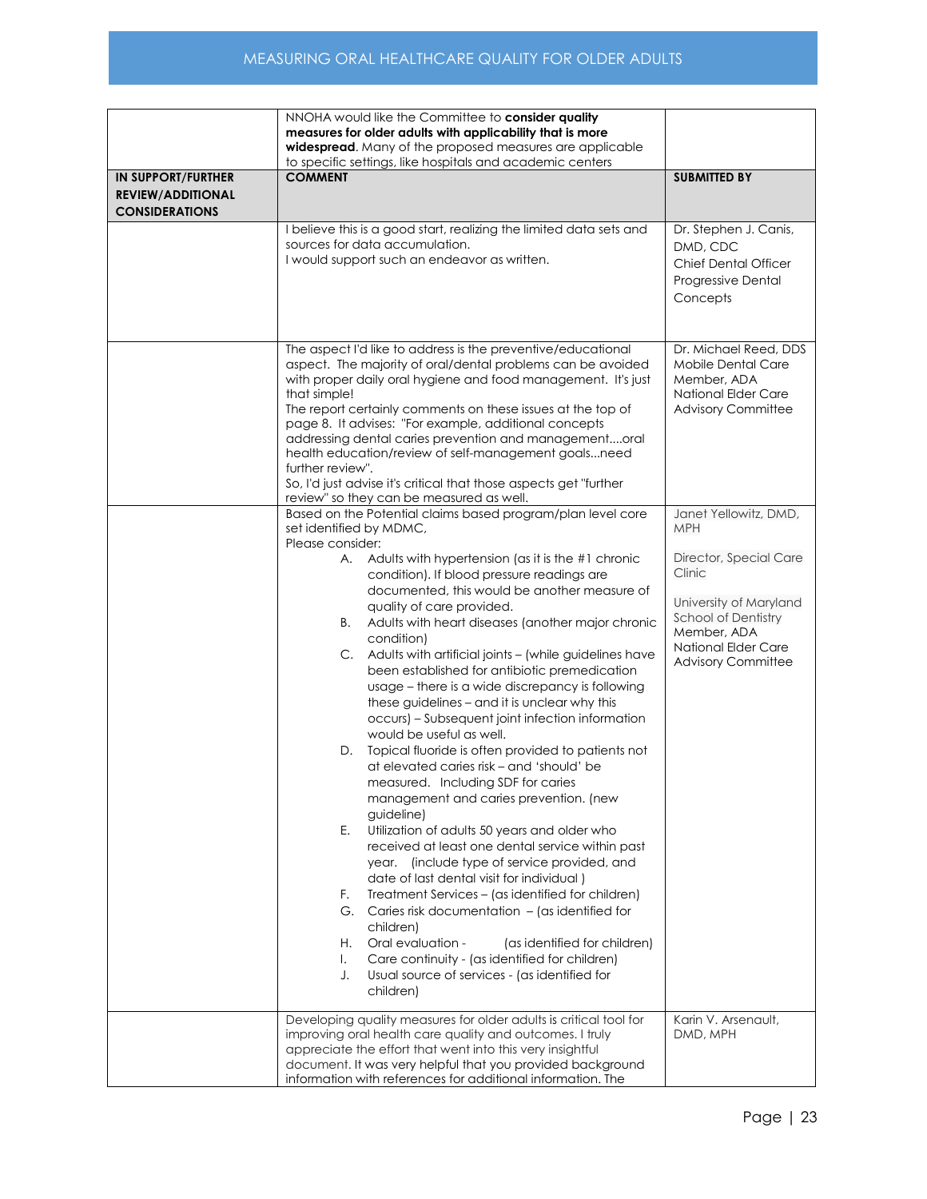| | NNOHA would like the Committee to **consider quality measures for older adults with applicability that is more widespread**. Many of the proposed measures are applicable to specific settings, like hospitals and academic centers | |
|---|---|---|
| **IN SUPPORT/FURTHER REVIEW/ADDITIONAL CONSIDERATIONS** | **COMMENT** | **SUBMITTED BY** |
| | I believe this is a good start, realizing the limited data sets and sources for data accumulation.<br>I would support such an endeavor as written. | Dr. Stephen J. Canis, DMD, CDC<br>Chief Dental Officer<br>Progressive Dental Concepts |
| | The aspect I'd like to address is the preventive/educational aspect. The majority of oral/dental problems can be avoided with proper daily oral hygiene and food management. It's just that simple!<br>The report certainly comments on these issues at the top of page 8. It advises: "For example, additional concepts addressing dental caries prevention and management....oral health education/review of self-management goals...need further review".<br>So, I'd just advise it's critical that those aspects get "further review" so they can be measured as well. | Dr. Michael Reed, DDS<br>Mobile Dental Care<br>Member, ADA National Elder Care Advisory Committee |
| | Based on the Potential claims based program/plan level core set identified by MDMC,<br>Please consider:<br>A. Adults with hypertension (as it is the #1 chronic condition). If blood pressure readings are documented, this would be another measure of quality of care provided.<br>B. Adults with heart diseases (another major chronic condition)<br>C. Adults with artificial joints – (while guidelines have been established for antibiotic premedication usage – there is a wide discrepancy is following these guidelines – and it is unclear why this occurs) – Subsequent joint infection information would be useful as well.<br>D. Topical fluoride is often provided to patients not at elevated caries risk – and 'should' be measured. Including SDF for caries management and caries prevention. (new guideline)<br>E. Utilization of adults 50 years and older who received at least one dental service within past year. (include type of service provided, and date of last dental visit for individual )<br>F. Treatment Services – (as identified for children)<br>G. Caries risk documentation – (as identified for children)<br>H. Oral evaluation - (as identified for children)<br>I. Care continuity - (as identified for children)<br>J. Usual source of services - (as identified for children) | Janet Yellowitz, DMD, MPH<br><br>Director, Special Care Clinic<br><br>University of Maryland School of Dentistry<br>Member, ADA National Elder Care Advisory Committee |
| | Developing quality measures for older adults is critical tool for improving oral health care quality and outcomes. I truly appreciate the effort that went into this very insightful document. It was very helpful that you provided background information with references for additional information. The | Karin V. Arsenault, DMD, MPH |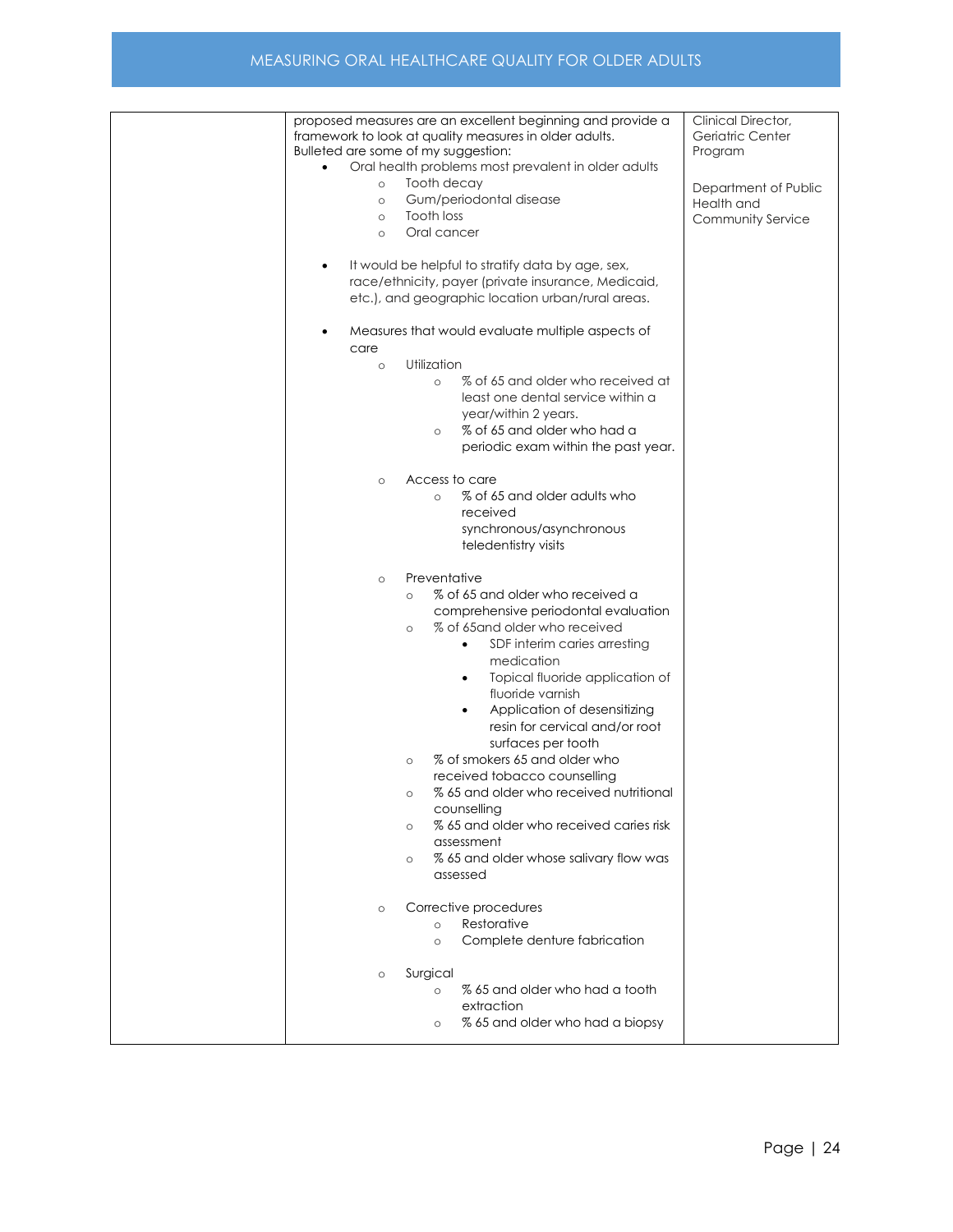| | | |
|---|---|---|
| | proposed measures are an excellent beginning and provide a framework to look at quality measures in older adults.<br>Bulleted are some of my suggestion:<br>• Oral health problems most prevalent in older adults<br>&nbsp;&nbsp;&nbsp;&nbsp;○ Tooth decay<br>&nbsp;&nbsp;&nbsp;&nbsp;○ Gum/periodontal disease<br>&nbsp;&nbsp;&nbsp;&nbsp;○ Tooth loss<br>&nbsp;&nbsp;&nbsp;&nbsp;○ Oral cancer<br><br>• It would be helpful to stratify data by age, sex, race/ethnicity, payer (private insurance, Medicaid, etc.), and geographic location urban/rural areas.<br><br>• Measures that would evaluate multiple aspects of care<br>&nbsp;&nbsp;&nbsp;&nbsp;○ Utilization<br>&nbsp;&nbsp;&nbsp;&nbsp;&nbsp;&nbsp;&nbsp;&nbsp;○ % of 65 and older who received at least one dental service within a year/within 2 years.<br>&nbsp;&nbsp;&nbsp;&nbsp;&nbsp;&nbsp;&nbsp;&nbsp;○ % of 65 and older who had a periodic exam within the past year.<br><br>&nbsp;&nbsp;&nbsp;&nbsp;○ Access to care<br>&nbsp;&nbsp;&nbsp;&nbsp;&nbsp;&nbsp;&nbsp;&nbsp;○ % of 65 and older adults who received synchronous/asynchronous teledentistry visits<br><br>&nbsp;&nbsp;&nbsp;&nbsp;○ Preventative<br>&nbsp;&nbsp;&nbsp;&nbsp;&nbsp;&nbsp;&nbsp;&nbsp;○ % of 65 and older who received a comprehensive periodontal evaluation<br>&nbsp;&nbsp;&nbsp;&nbsp;&nbsp;&nbsp;&nbsp;&nbsp;○ % of 65and older who received<br>&nbsp;&nbsp;&nbsp;&nbsp;&nbsp;&nbsp;&nbsp;&nbsp;&nbsp;&nbsp;&nbsp;&nbsp;• SDF interim caries arresting medication<br>&nbsp;&nbsp;&nbsp;&nbsp;&nbsp;&nbsp;&nbsp;&nbsp;&nbsp;&nbsp;&nbsp;&nbsp;• Topical fluoride application of fluoride varnish<br>&nbsp;&nbsp;&nbsp;&nbsp;&nbsp;&nbsp;&nbsp;&nbsp;&nbsp;&nbsp;&nbsp;&nbsp;• Application of desensitizing resin for cervical and/or root surfaces per tooth<br>&nbsp;&nbsp;&nbsp;&nbsp;&nbsp;&nbsp;&nbsp;&nbsp;○ % of smokers 65 and older who received tobacco counselling<br>&nbsp;&nbsp;&nbsp;&nbsp;&nbsp;&nbsp;&nbsp;&nbsp;○ % 65 and older who received nutritional counselling<br>&nbsp;&nbsp;&nbsp;&nbsp;&nbsp;&nbsp;&nbsp;&nbsp;○ % 65 and older who received caries risk assessment<br>&nbsp;&nbsp;&nbsp;&nbsp;&nbsp;&nbsp;&nbsp;&nbsp;○ % 65 and older whose salivary flow was assessed<br><br>&nbsp;&nbsp;&nbsp;&nbsp;○ Corrective procedures<br>&nbsp;&nbsp;&nbsp;&nbsp;&nbsp;&nbsp;&nbsp;&nbsp;○ Restorative<br>&nbsp;&nbsp;&nbsp;&nbsp;&nbsp;&nbsp;&nbsp;&nbsp;○ Complete denture fabrication<br><br>&nbsp;&nbsp;&nbsp;&nbsp;○ Surgical<br>&nbsp;&nbsp;&nbsp;&nbsp;&nbsp;&nbsp;&nbsp;&nbsp;○ % 65 and older who had a tooth extraction<br>&nbsp;&nbsp;&nbsp;&nbsp;&nbsp;&nbsp;&nbsp;&nbsp;○ % 65 and older who had a biopsy | Clinical Director, Geriatric Center Program<br><br>Department of Public Health and Community Service |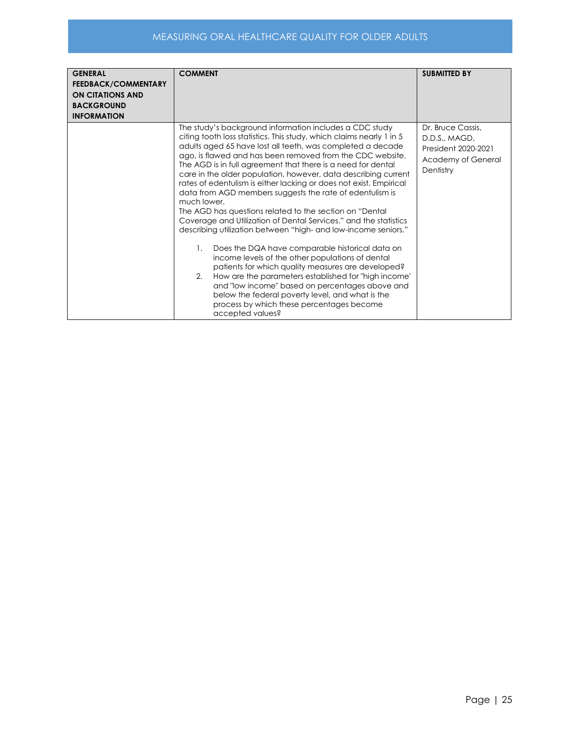| GENERAL FEEDBACK/COMMENTARY ON CITATIONS AND BACKGROUND INFORMATION | COMMENT | SUBMITTED BY |
|---|---|---|
| | The study's background information includes a CDC study citing tooth loss statistics. This study, which claims nearly 1 in 5 adults aged 65 have lost all teeth, was completed a decade ago, is flawed and has been removed from the CDC website. The AGD is in full agreement that there is a need for dental care in the older population, however, data describing current rates of edentulism is either lacking or does not exist. Empirical data from AGD members suggests the rate of edentulism is much lower.<br>The AGD has questions related to the section on "Dental Coverage and Utilization of Dental Services." and the statistics describing utilization between "high- and low-income seniors."<br><br>1. Does the DQA have comparable historical data on income levels of the other populations of dental patients for which quality measures are developed?<br>2. How are the parameters established for "high income' and "low income" based on percentages above and below the federal poverty level, and what is the process by which these percentages become accepted values? | Dr. Bruce Cassis, D.D.S., MAGD, President 2020-2021 Academy of General Dentistry |